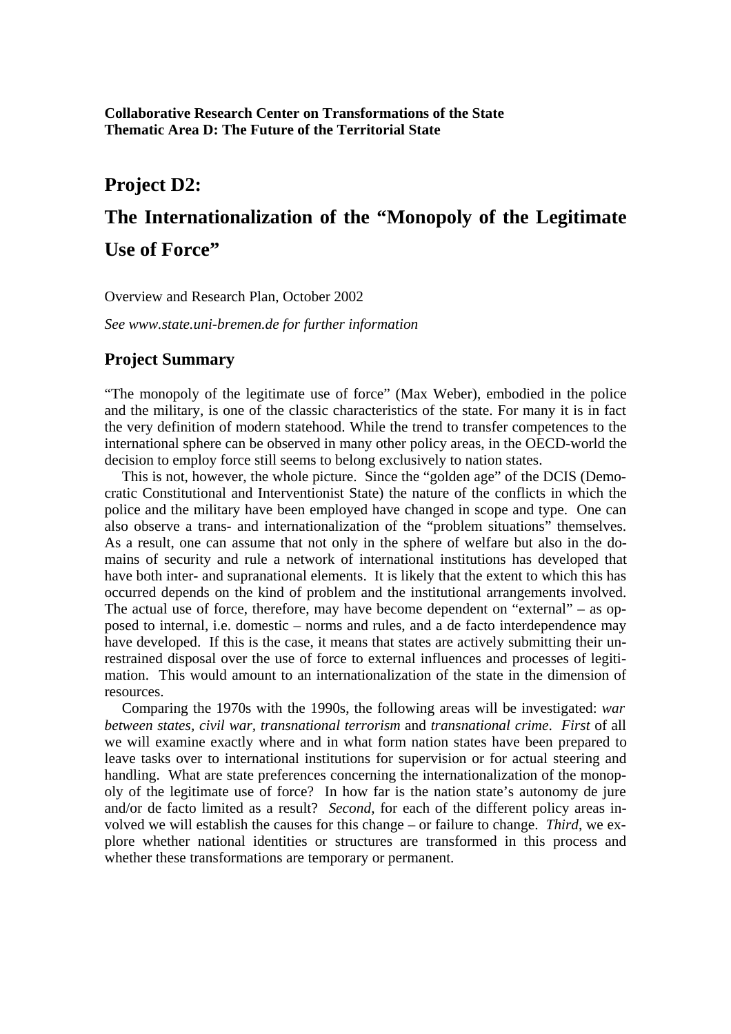**Collaborative Research Center on Transformations of the State**
**Thematic Area D: The Future of the Territorial State**

# Project D2:

# The Internationalization of the "Monopoly of the Legitimate Use of Force"

Overview and Research Plan, October 2002

*See www.state.uni-bremen.de for further information*

## Project Summary

"The monopoly of the legitimate use of force" (Max Weber), embodied in the police and the military, is one of the classic characteristics of the state. For many it is in fact the very definition of modern statehood. While the trend to transfer competences to the international sphere can be observed in many other policy areas, in the OECD-world the decision to employ force still seems to belong exclusively to nation states.

This is not, however, the whole picture. Since the "golden age" of the DCIS (Democratic Constitutional and Interventionist State) the nature of the conflicts in which the police and the military have been employed have changed in scope and type. One can also observe a trans- and internationalization of the "problem situations" themselves. As a result, one can assume that not only in the sphere of welfare but also in the domains of security and rule a network of international institutions has developed that have both inter- and supranational elements. It is likely that the extent to which this has occurred depends on the kind of problem and the institutional arrangements involved. The actual use of force, therefore, may have become dependent on "external" – as opposed to internal, i.e. domestic – norms and rules, and a de facto interdependence may have developed. If this is the case, it means that states are actively submitting their unrestrained disposal over the use of force to external influences and processes of legitimation. This would amount to an internationalization of the state in the dimension of resources.

Comparing the 1970s with the 1990s, the following areas will be investigated: *war between states, civil war, transnational terrorism* and *transnational crime*. *First* of all we will examine exactly where and in what form nation states have been prepared to leave tasks over to international institutions for supervision or for actual steering and handling. What are state preferences concerning the internationalization of the monopoly of the legitimate use of force? In how far is the nation state's autonomy de jure and/or de facto limited as a result? *Second*, for each of the different policy areas involved we will establish the causes for this change – or failure to change. *Third*, we explore whether national identities or structures are transformed in this process and whether these transformations are temporary or permanent.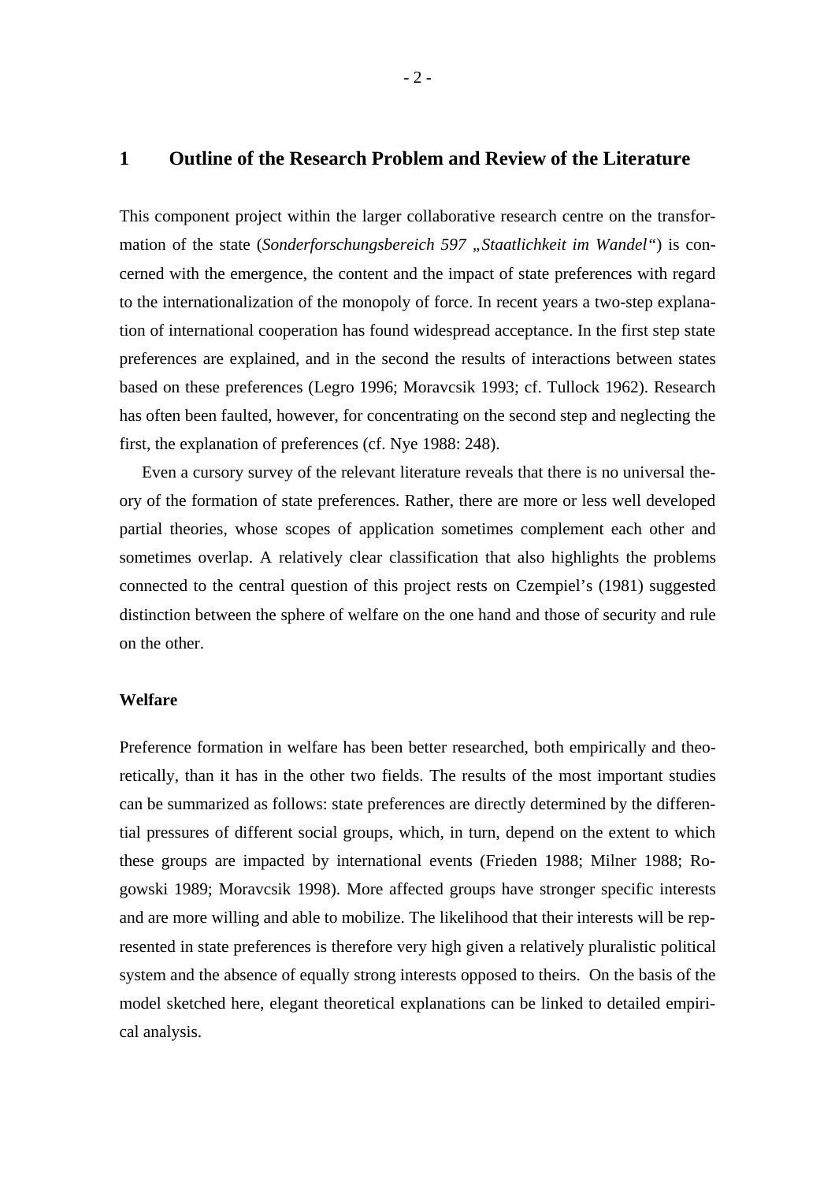# 1 Outline of the Research Problem and Review of the Literature

This component project within the larger collaborative research centre on the transformation of the state (*Sonderforschungsbereich 597 „Staatlichkeit im Wandel"*) is concerned with the emergence, the content and the impact of state preferences with regard to the internationalization of the monopoly of force. In recent years a two-step explanation of international cooperation has found widespread acceptance. In the first step state preferences are explained, and in the second the results of interactions between states based on these preferences (Legro 1996; Moravcsik 1993; cf. Tullock 1962). Research has often been faulted, however, for concentrating on the second step and neglecting the first, the explanation of preferences (cf. Nye 1988: 248).

Even a cursory survey of the relevant literature reveals that there is no universal theory of the formation of state preferences. Rather, there are more or less well developed partial theories, whose scopes of application sometimes complement each other and sometimes overlap. A relatively clear classification that also highlights the problems connected to the central question of this project rests on Czempiel's (1981) suggested distinction between the sphere of welfare on the one hand and those of security and rule on the other.

**Welfare**

Preference formation in welfare has been better researched, both empirically and theoretically, than it has in the other two fields. The results of the most important studies can be summarized as follows: state preferences are directly determined by the differential pressures of different social groups, which, in turn, depend on the extent to which these groups are impacted by international events (Frieden 1988; Milner 1988; Rogowski 1989; Moravcsik 1998). More affected groups have stronger specific interests and are more willing and able to mobilize. The likelihood that their interests will be represented in state preferences is therefore very high given a relatively pluralistic political system and the absence of equally strong interests opposed to theirs. On the basis of the model sketched here, elegant theoretical explanations can be linked to detailed empirical analysis.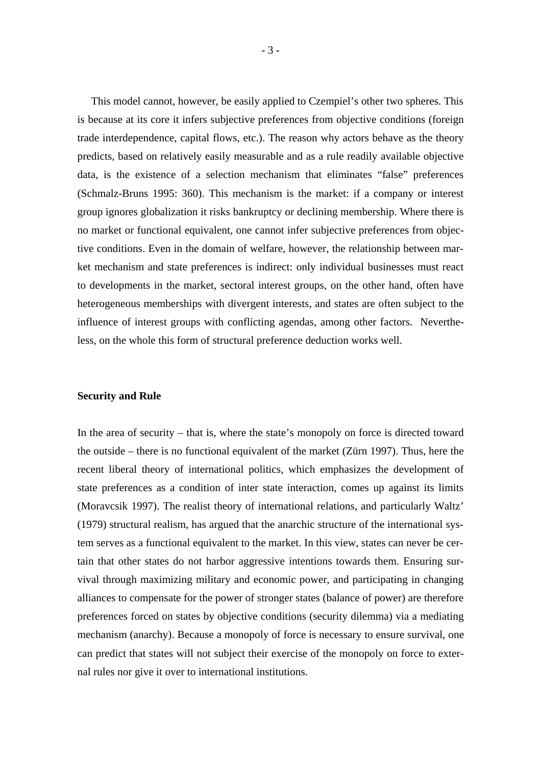This model cannot, however, be easily applied to Czempiel's other two spheres. This is because at its core it infers subjective preferences from objective conditions (foreign trade interdependence, capital flows, etc.). The reason why actors behave as the theory predicts, based on relatively easily measurable and as a rule readily available objective data, is the existence of a selection mechanism that eliminates "false" preferences (Schmalz-Bruns 1995: 360). This mechanism is the market: if a company or interest group ignores globalization it risks bankruptcy or declining membership. Where there is no market or functional equivalent, one cannot infer subjective preferences from objective conditions. Even in the domain of welfare, however, the relationship between market mechanism and state preferences is indirect: only individual businesses must react to developments in the market, sectoral interest groups, on the other hand, often have heterogeneous memberships with divergent interests, and states are often subject to the influence of interest groups with conflicting agendas, among other factors. Nevertheless, on the whole this form of structural preference deduction works well.

**Security and Rule**

In the area of security – that is, where the state's monopoly on force is directed toward the outside – there is no functional equivalent of the market (Zürn 1997). Thus, here the recent liberal theory of international politics, which emphasizes the development of state preferences as a condition of inter state interaction, comes up against its limits (Moravcsik 1997). The realist theory of international relations, and particularly Waltz' (1979) structural realism, has argued that the anarchic structure of the international system serves as a functional equivalent to the market. In this view, states can never be certain that other states do not harbor aggressive intentions towards them. Ensuring survival through maximizing military and economic power, and participating in changing alliances to compensate for the power of stronger states (balance of power) are therefore preferences forced on states by objective conditions (security dilemma) via a mediating mechanism (anarchy). Because a monopoly of force is necessary to ensure survival, one can predict that states will not subject their exercise of the monopoly on force to external rules nor give it over to international institutions.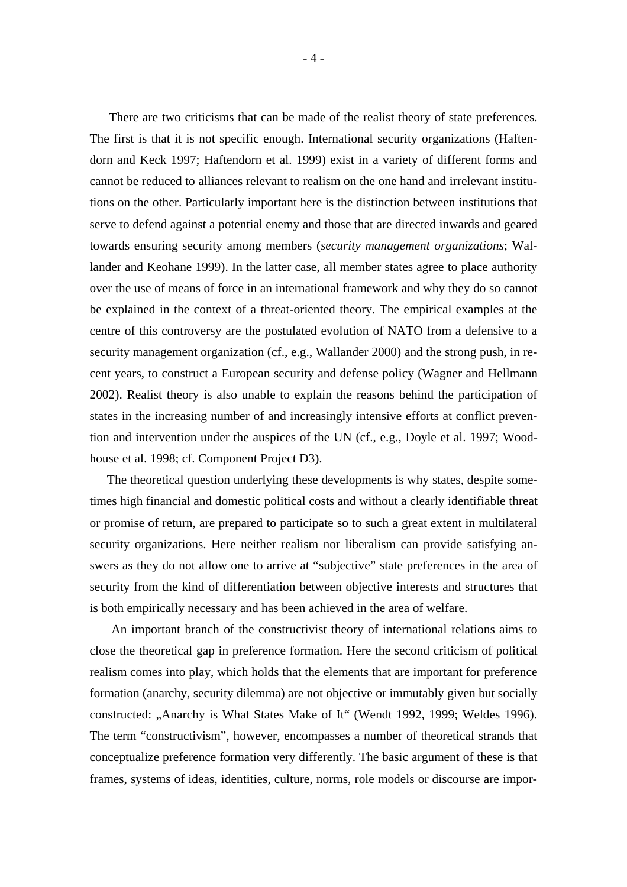There are two criticisms that can be made of the realist theory of state preferences. The first is that it is not specific enough. International security organizations (Haftendorn and Keck 1997; Haftendorn et al. 1999) exist in a variety of different forms and cannot be reduced to alliances relevant to realism on the one hand and irrelevant institutions on the other. Particularly important here is the distinction between institutions that serve to defend against a potential enemy and those that are directed inwards and geared towards ensuring security among members (*security management organizations*; Wallander and Keohane 1999). In the latter case, all member states agree to place authority over the use of means of force in an international framework and why they do so cannot be explained in the context of a threat-oriented theory. The empirical examples at the centre of this controversy are the postulated evolution of NATO from a defensive to a security management organization (cf., e.g., Wallander 2000) and the strong push, in recent years, to construct a European security and defense policy (Wagner and Hellmann 2002). Realist theory is also unable to explain the reasons behind the participation of states in the increasing number of and increasingly intensive efforts at conflict prevention and intervention under the auspices of the UN (cf., e.g., Doyle et al. 1997; Woodhouse et al. 1998; cf. Component Project D3).

The theoretical question underlying these developments is why states, despite sometimes high financial and domestic political costs and without a clearly identifiable threat or promise of return, are prepared to participate so to such a great extent in multilateral security organizations. Here neither realism nor liberalism can provide satisfying answers as they do not allow one to arrive at "subjective" state preferences in the area of security from the kind of differentiation between objective interests and structures that is both empirically necessary and has been achieved in the area of welfare.

An important branch of the constructivist theory of international relations aims to close the theoretical gap in preference formation. Here the second criticism of political realism comes into play, which holds that the elements that are important for preference formation (anarchy, security dilemma) are not objective or immutably given but socially constructed: „Anarchy is What States Make of It" (Wendt 1992, 1999; Weldes 1996). The term "constructivism", however, encompasses a number of theoretical strands that conceptualize preference formation very differently. The basic argument of these is that frames, systems of ideas, identities, culture, norms, role models or discourse are impor-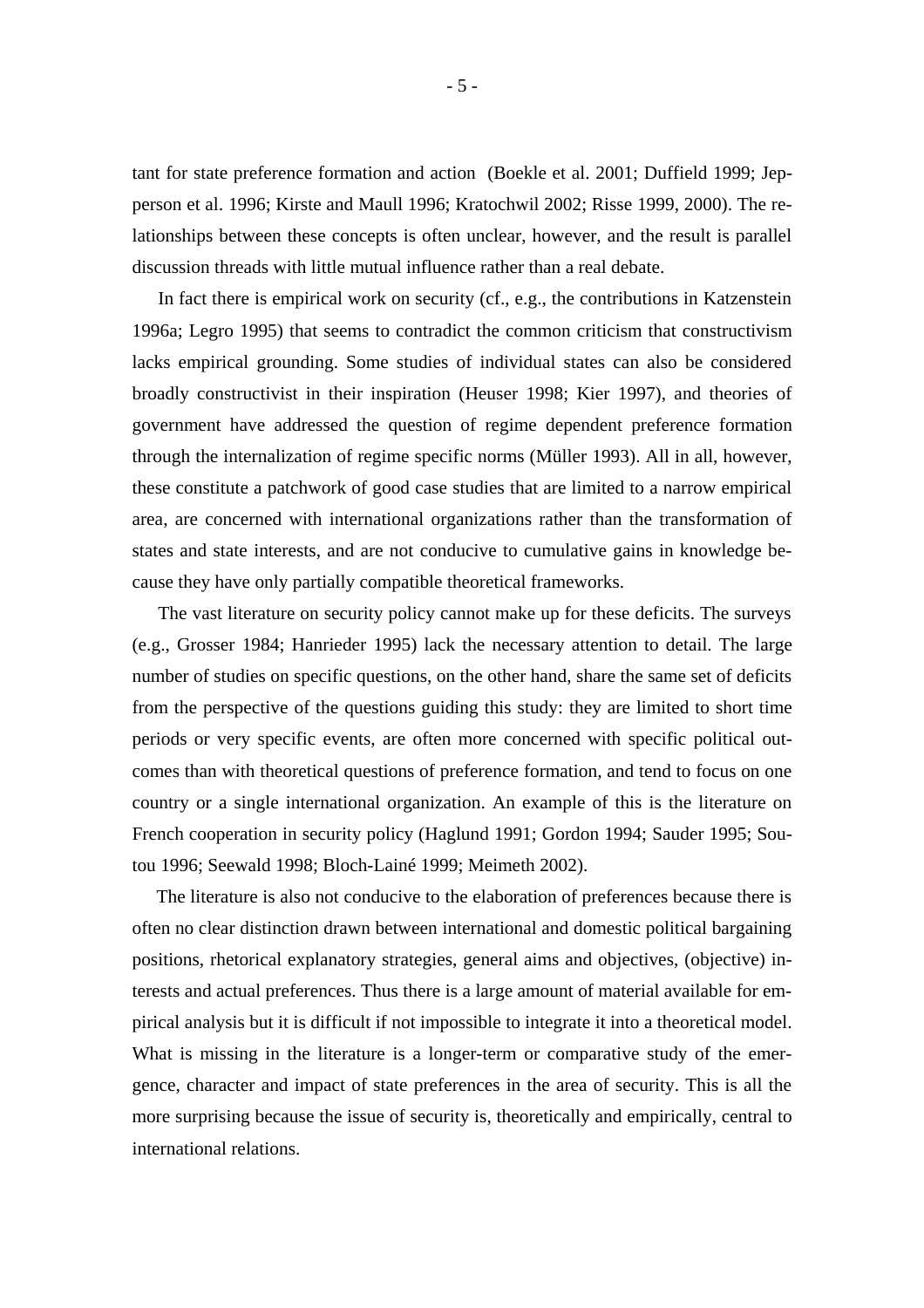tant for state preference formation and action (Boekle et al. 2001; Duffield 1999; Jepperson et al. 1996; Kirste and Maull 1996; Kratochwil 2002; Risse 1999, 2000). The relationships between these concepts is often unclear, however, and the result is parallel discussion threads with little mutual influence rather than a real debate.

In fact there is empirical work on security (cf., e.g., the contributions in Katzenstein 1996a; Legro 1995) that seems to contradict the common criticism that constructivism lacks empirical grounding. Some studies of individual states can also be considered broadly constructivist in their inspiration (Heuser 1998; Kier 1997), and theories of government have addressed the question of regime dependent preference formation through the internalization of regime specific norms (Müller 1993). All in all, however, these constitute a patchwork of good case studies that are limited to a narrow empirical area, are concerned with international organizations rather than the transformation of states and state interests, and are not conducive to cumulative gains in knowledge because they have only partially compatible theoretical frameworks.

The vast literature on security policy cannot make up for these deficits. The surveys (e.g., Grosser 1984; Hanrieder 1995) lack the necessary attention to detail. The large number of studies on specific questions, on the other hand, share the same set of deficits from the perspective of the questions guiding this study: they are limited to short time periods or very specific events, are often more concerned with specific political outcomes than with theoretical questions of preference formation, and tend to focus on one country or a single international organization. An example of this is the literature on French cooperation in security policy (Haglund 1991; Gordon 1994; Sauder 1995; Soutou 1996; Seewald 1998; Bloch-Lainé 1999; Meimeth 2002).

The literature is also not conducive to the elaboration of preferences because there is often no clear distinction drawn between international and domestic political bargaining positions, rhetorical explanatory strategies, general aims and objectives, (objective) interests and actual preferences. Thus there is a large amount of material available for empirical analysis but it is difficult if not impossible to integrate it into a theoretical model. What is missing in the literature is a longer-term or comparative study of the emergence, character and impact of state preferences in the area of security. This is all the more surprising because the issue of security is, theoretically and empirically, central to international relations.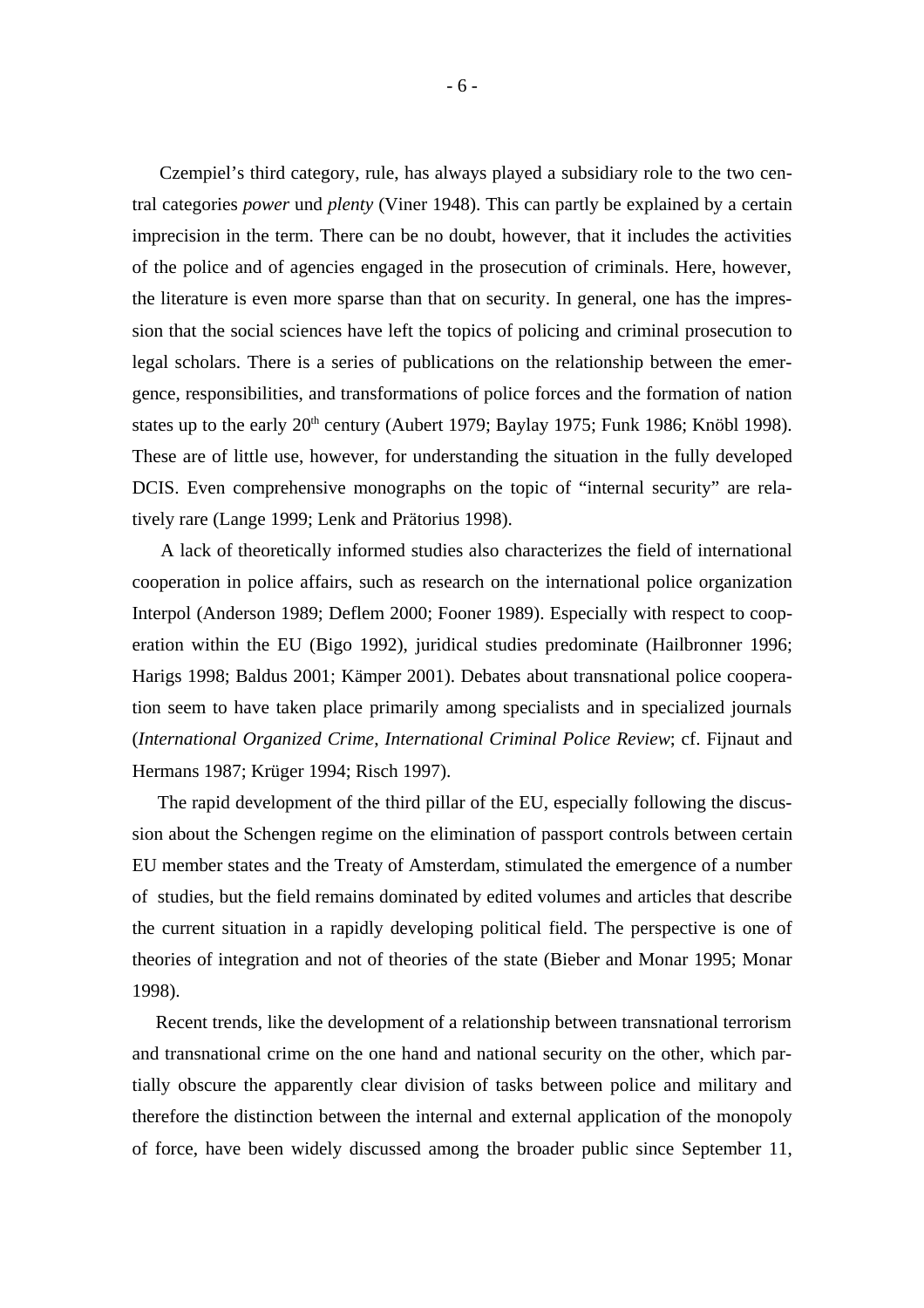Czempiel's third category, rule, has always played a subsidiary role to the two central categories *power* und *plenty* (Viner 1948). This can partly be explained by a certain imprecision in the term. There can be no doubt, however, that it includes the activities of the police and of agencies engaged in the prosecution of criminals. Here, however, the literature is even more sparse than that on security. In general, one has the impression that the social sciences have left the topics of policing and criminal prosecution to legal scholars. There is a series of publications on the relationship between the emergence, responsibilities, and transformations of police forces and the formation of nation states up to the early 20th century (Aubert 1979; Baylay 1975; Funk 1986; Knöbl 1998). These are of little use, however, for understanding the situation in the fully developed DCIS. Even comprehensive monographs on the topic of "internal security" are relatively rare (Lange 1999; Lenk and Prätorius 1998).

A lack of theoretically informed studies also characterizes the field of international cooperation in police affairs, such as research on the international police organization Interpol (Anderson 1989; Deflem 2000; Fooner 1989). Especially with respect to cooperation within the EU (Bigo 1992), juridical studies predominate (Hailbronner 1996; Harigs 1998; Baldus 2001; Kämper 2001). Debates about transnational police cooperation seem to have taken place primarily among specialists and in specialized journals (*International Organized Crime*, *International Criminal Police Review*; cf. Fijnaut and Hermans 1987; Krüger 1994; Risch 1997).

The rapid development of the third pillar of the EU, especially following the discussion about the Schengen regime on the elimination of passport controls between certain EU member states and the Treaty of Amsterdam, stimulated the emergence of a number of studies, but the field remains dominated by edited volumes and articles that describe the current situation in a rapidly developing political field. The perspective is one of theories of integration and not of theories of the state (Bieber and Monar 1995; Monar 1998).

Recent trends, like the development of a relationship between transnational terrorism and transnational crime on the one hand and national security on the other, which partially obscure the apparently clear division of tasks between police and military and therefore the distinction between the internal and external application of the monopoly of force, have been widely discussed among the broader public since September 11,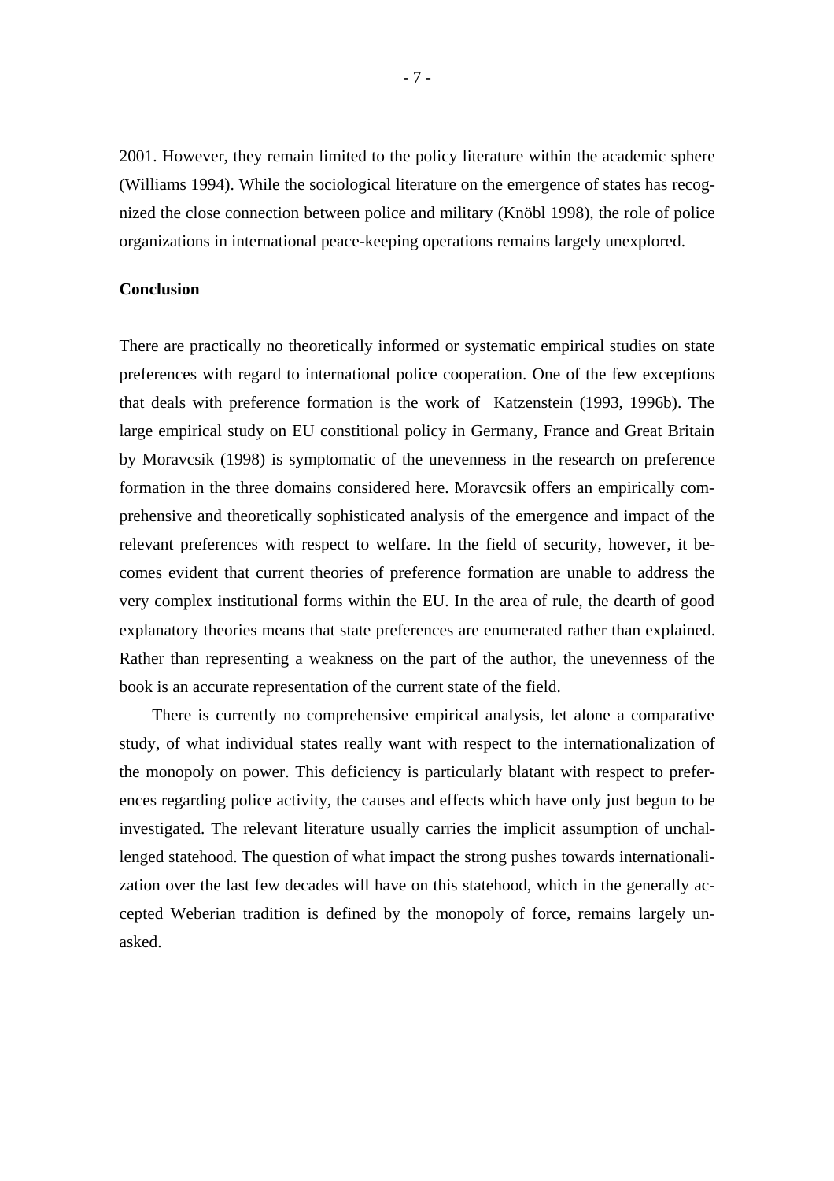2001. However, they remain limited to the policy literature within the academic sphere (Williams 1994). While the sociological literature on the emergence of states has recognized the close connection between police and military (Knöbl 1998), the role of police organizations in international peace-keeping operations remains largely unexplored.

**Conclusion**

There are practically no theoretically informed or systematic empirical studies on state preferences with regard to international police cooperation. One of the few exceptions that deals with preference formation is the work of Katzenstein (1993, 1996b). The large empirical study on EU constitional policy in Germany, France and Great Britain by Moravcsik (1998) is symptomatic of the unevenness in the research on preference formation in the three domains considered here. Moravcsik offers an empirically comprehensive and theoretically sophisticated analysis of the emergence and impact of the relevant preferences with respect to welfare. In the field of security, however, it becomes evident that current theories of preference formation are unable to address the very complex institutional forms within the EU. In the area of rule, the dearth of good explanatory theories means that state preferences are enumerated rather than explained. Rather than representing a weakness on the part of the author, the unevenness of the book is an accurate representation of the current state of the field.

There is currently no comprehensive empirical analysis, let alone a comparative study, of what individual states really want with respect to the internationalization of the monopoly on power. This deficiency is particularly blatant with respect to preferences regarding police activity, the causes and effects which have only just begun to be investigated. The relevant literature usually carries the implicit assumption of unchallenged statehood. The question of what impact the strong pushes towards internationalization over the last few decades will have on this statehood, which in the generally accepted Weberian tradition is defined by the monopoly of force, remains largely unasked.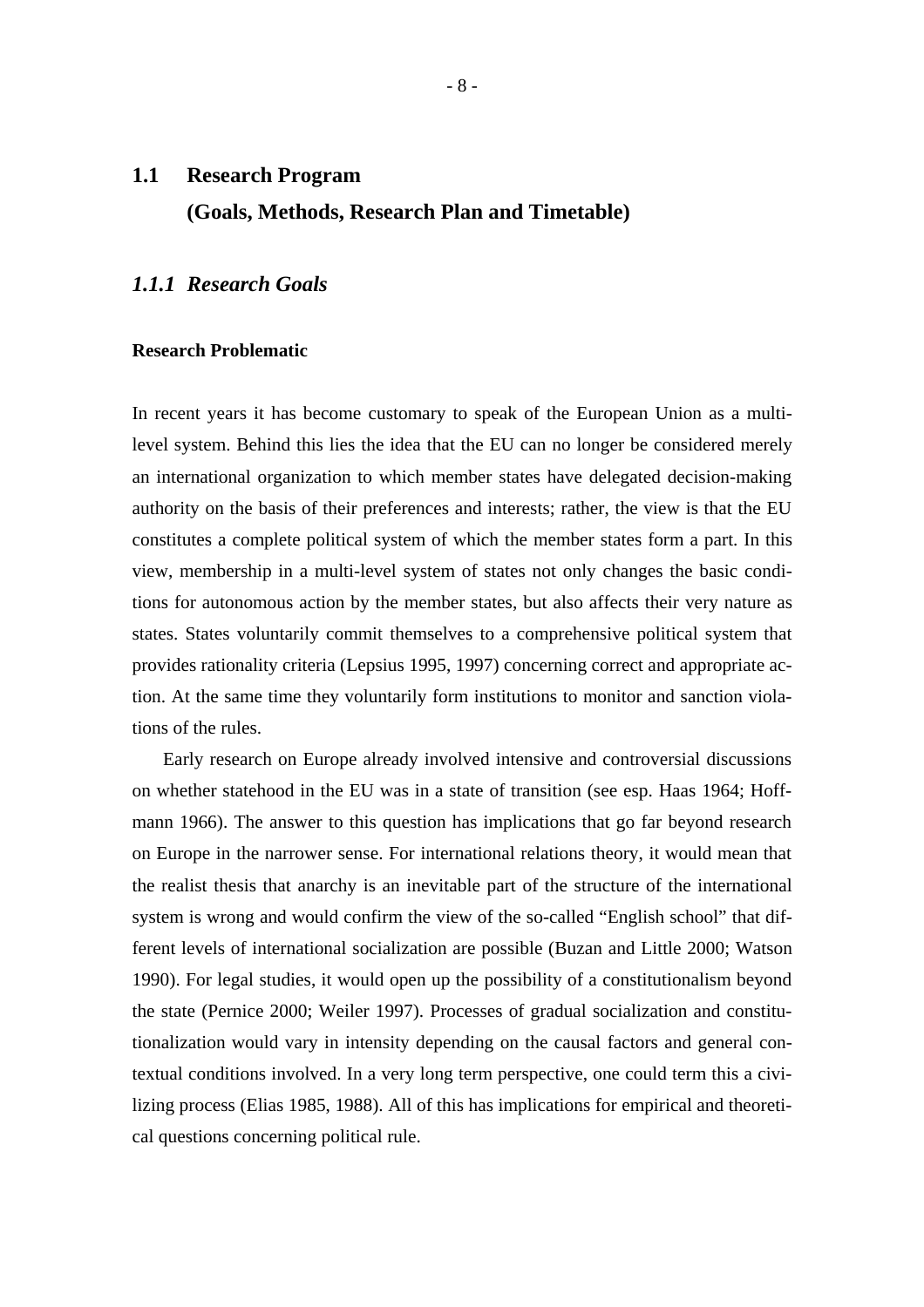## 1.1 Research Program (Goals, Methods, Research Plan and Timetable)

### *1.1.1 Research Goals*

**Research Problematic**

In recent years it has become customary to speak of the European Union as a multi-level system. Behind this lies the idea that the EU can no longer be considered merely an international organization to which member states have delegated decision-making authority on the basis of their preferences and interests; rather, the view is that the EU constitutes a complete political system of which the member states form a part. In this view, membership in a multi-level system of states not only changes the basic conditions for autonomous action by the member states, but also affects their very nature as states. States voluntarily commit themselves to a comprehensive political system that provides rationality criteria (Lepsius 1995, 1997) concerning correct and appropriate action. At the same time they voluntarily form institutions to monitor and sanction violations of the rules.

Early research on Europe already involved intensive and controversial discussions on whether statehood in the EU was in a state of transition (see esp. Haas 1964; Hoffmann 1966). The answer to this question has implications that go far beyond research on Europe in the narrower sense. For international relations theory, it would mean that the realist thesis that anarchy is an inevitable part of the structure of the international system is wrong and would confirm the view of the so-called "English school" that different levels of international socialization are possible (Buzan and Little 2000; Watson 1990). For legal studies, it would open up the possibility of a constitutionalism beyond the state (Pernice 2000; Weiler 1997). Processes of gradual socialization and constitutionalization would vary in intensity depending on the causal factors and general contextual conditions involved. In a very long term perspective, one could term this a civilizing process (Elias 1985, 1988). All of this has implications for empirical and theoretical questions concerning political rule.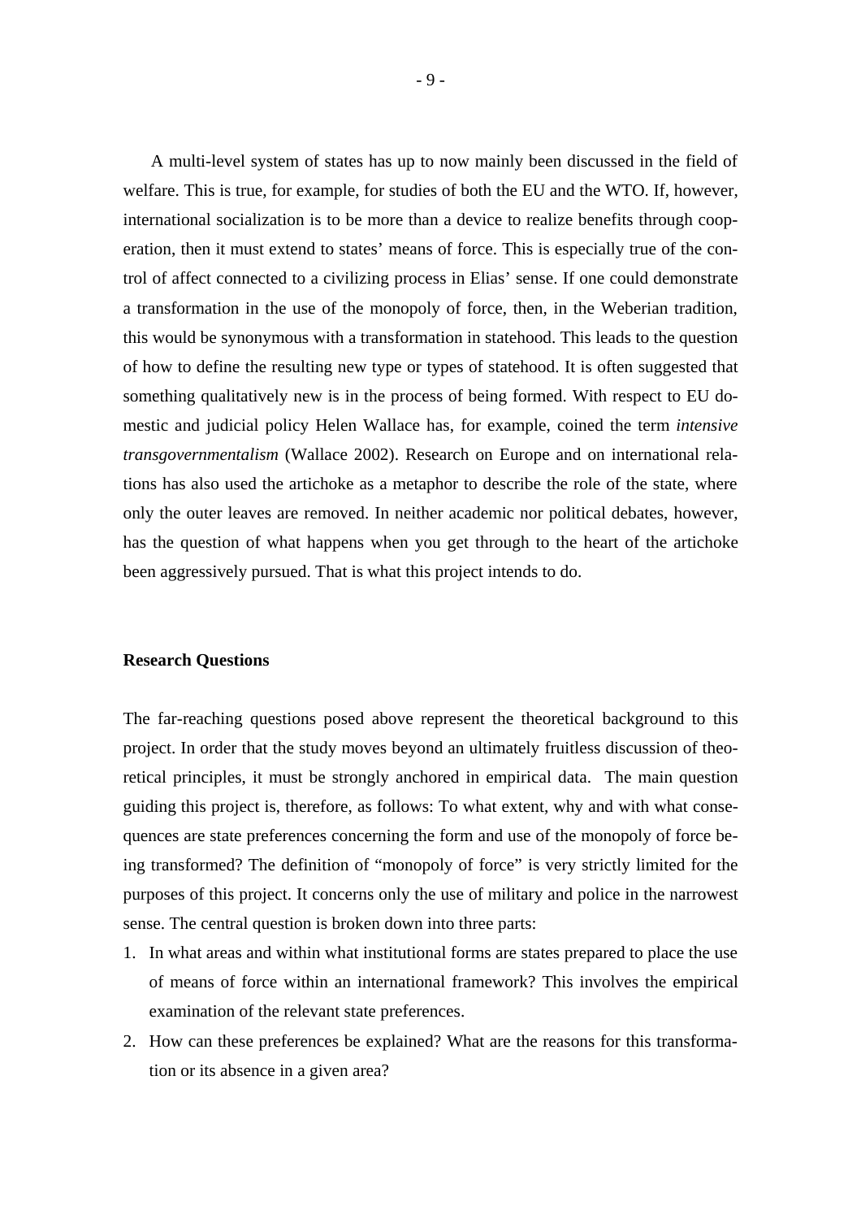A multi-level system of states has up to now mainly been discussed in the field of welfare. This is true, for example, for studies of both the EU and the WTO. If, however, international socialization is to be more than a device to realize benefits through cooperation, then it must extend to states' means of force. This is especially true of the control of affect connected to a civilizing process in Elias' sense. If one could demonstrate a transformation in the use of the monopoly of force, then, in the Weberian tradition, this would be synonymous with a transformation in statehood. This leads to the question of how to define the resulting new type or types of statehood. It is often suggested that something qualitatively new is in the process of being formed. With respect to EU domestic and judicial policy Helen Wallace has, for example, coined the term *intensive transgovernmentalism* (Wallace 2002). Research on Europe and on international relations has also used the artichoke as a metaphor to describe the role of the state, where only the outer leaves are removed. In neither academic nor political debates, however, has the question of what happens when you get through to the heart of the artichoke been aggressively pursued. That is what this project intends to do.

**Research Questions**

The far-reaching questions posed above represent the theoretical background to this project. In order that the study moves beyond an ultimately fruitless discussion of theoretical principles, it must be strongly anchored in empirical data. The main question guiding this project is, therefore, as follows: To what extent, why and with what consequences are state preferences concerning the form and use of the monopoly of force being transformed? The definition of "monopoly of force" is very strictly limited for the purposes of this project. It concerns only the use of military and police in the narrowest sense. The central question is broken down into three parts:

1. In what areas and within what institutional forms are states prepared to place the use of means of force within an international framework? This involves the empirical examination of the relevant state preferences.
2. How can these preferences be explained? What are the reasons for this transformation or its absence in a given area?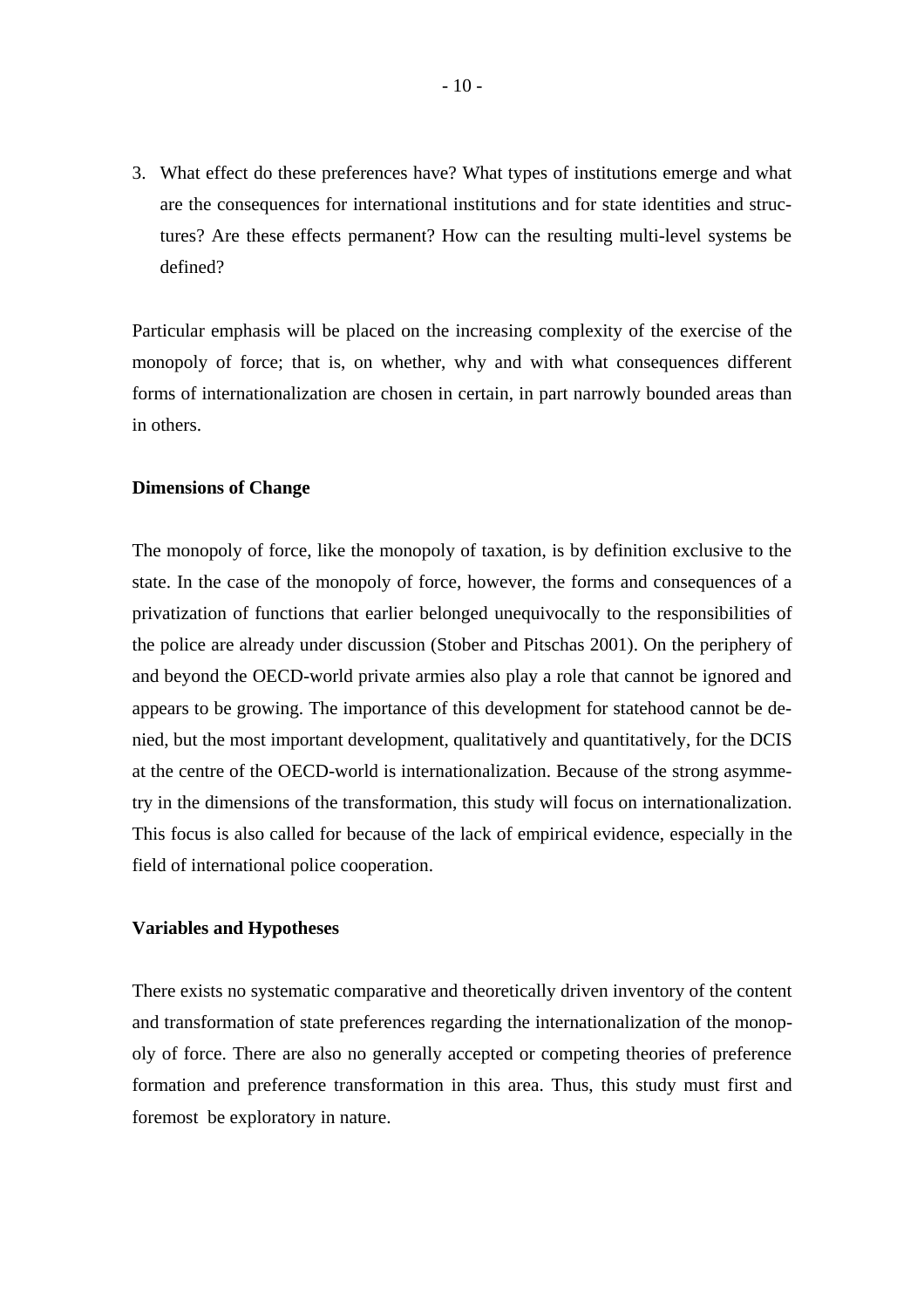3. What effect do these preferences have? What types of institutions emerge and what are the consequences for international institutions and for state identities and structures? Are these effects permanent? How can the resulting multi-level systems be defined?

Particular emphasis will be placed on the increasing complexity of the exercise of the monopoly of force; that is, on whether, why and with what consequences different forms of internationalization are chosen in certain, in part narrowly bounded areas than in others.

**Dimensions of Change**

The monopoly of force, like the monopoly of taxation, is by definition exclusive to the state. In the case of the monopoly of force, however, the forms and consequences of a privatization of functions that earlier belonged unequivocally to the responsibilities of the police are already under discussion (Stober and Pitschas 2001). On the periphery of and beyond the OECD-world private armies also play a role that cannot be ignored and appears to be growing. The importance of this development for statehood cannot be denied, but the most important development, qualitatively and quantitatively, for the DCIS at the centre of the OECD-world is internationalization. Because of the strong asymmetry in the dimensions of the transformation, this study will focus on internationalization. This focus is also called for because of the lack of empirical evidence, especially in the field of international police cooperation.

**Variables and Hypotheses**

There exists no systematic comparative and theoretically driven inventory of the content and transformation of state preferences regarding the internationalization of the monopoly of force. There are also no generally accepted or competing theories of preference formation and preference transformation in this area. Thus, this study must first and foremost be exploratory in nature.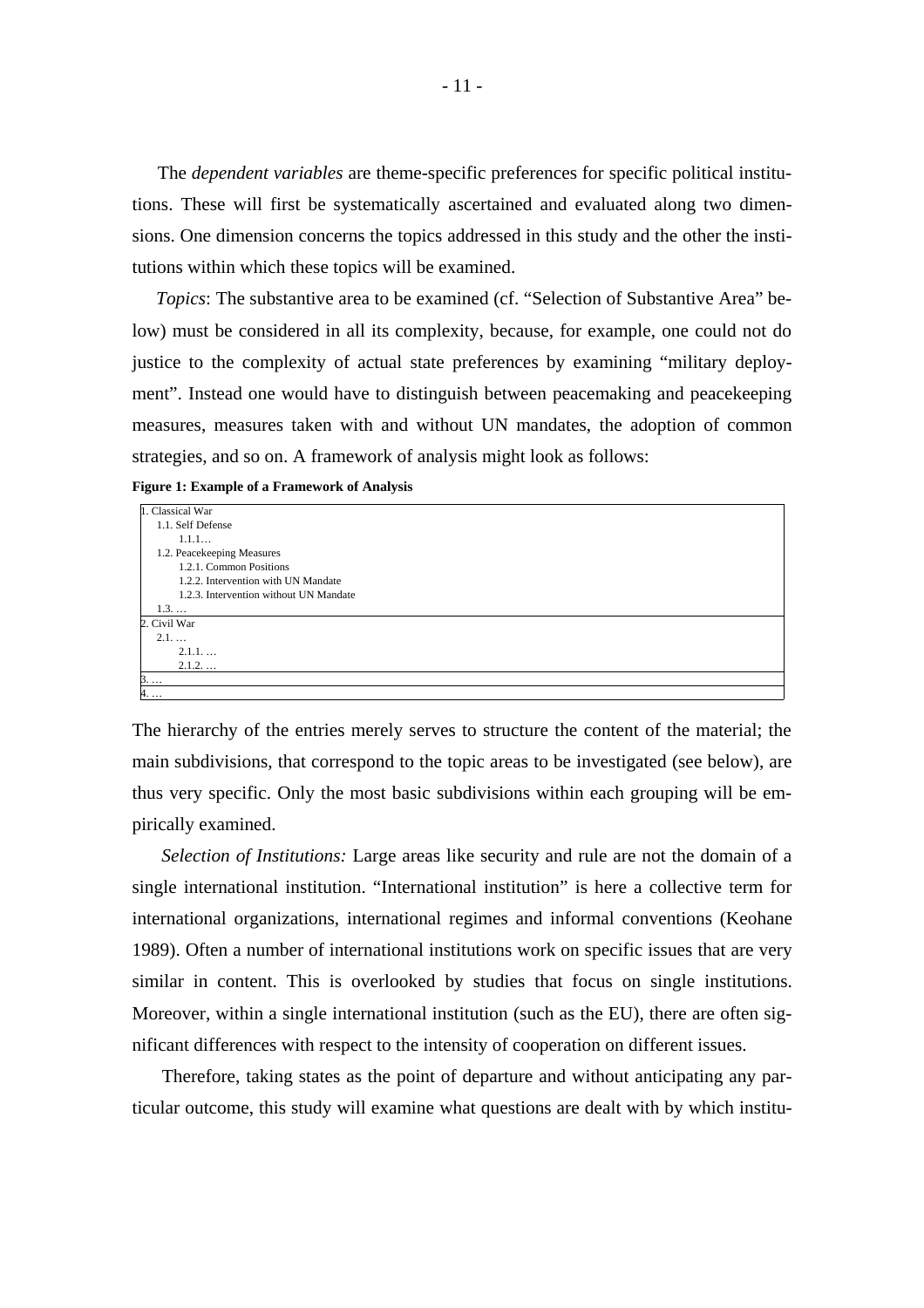The *dependent variables* are theme-specific preferences for specific political institutions. These will first be systematically ascertained and evaluated along two dimensions. One dimension concerns the topics addressed in this study and the other the institutions within which these topics will be examined.

*Topics*: The substantive area to be examined (cf. "Selection of Substantive Area" below) must be considered in all its complexity, because, for example, one could not do justice to the complexity of actual state preferences by examining "military deployment". Instead one would have to distinguish between peacemaking and peacekeeping measures, measures taken with and without UN mandates, the adoption of common strategies, and so on. A framework of analysis might look as follows:

**Figure 1: Example of a Framework of Analysis**

```
1. Classical War
    1.1. Self Defense
        1.1.1…
    1.2. Peacekeeping Measures
        1.2.1. Common Positions
        1.2.2. Intervention with UN Mandate
        1.2.3. Intervention without UN Mandate
    1.3. …
2. Civil War
    2.1. …
        2.1.1. …
        2.1.2. …
3. …
4. …
```

The hierarchy of the entries merely serves to structure the content of the material; the main subdivisions, that correspond to the topic areas to be investigated (see below), are thus very specific. Only the most basic subdivisions within each grouping will be empirically examined.

*Selection of Institutions:* Large areas like security and rule are not the domain of a single international institution. "International institution" is here a collective term for international organizations, international regimes and informal conventions (Keohane 1989). Often a number of international institutions work on specific issues that are very similar in content. This is overlooked by studies that focus on single institutions. Moreover, within a single international institution (such as the EU), there are often significant differences with respect to the intensity of cooperation on different issues.

Therefore, taking states as the point of departure and without anticipating any particular outcome, this study will examine what questions are dealt with by which institu-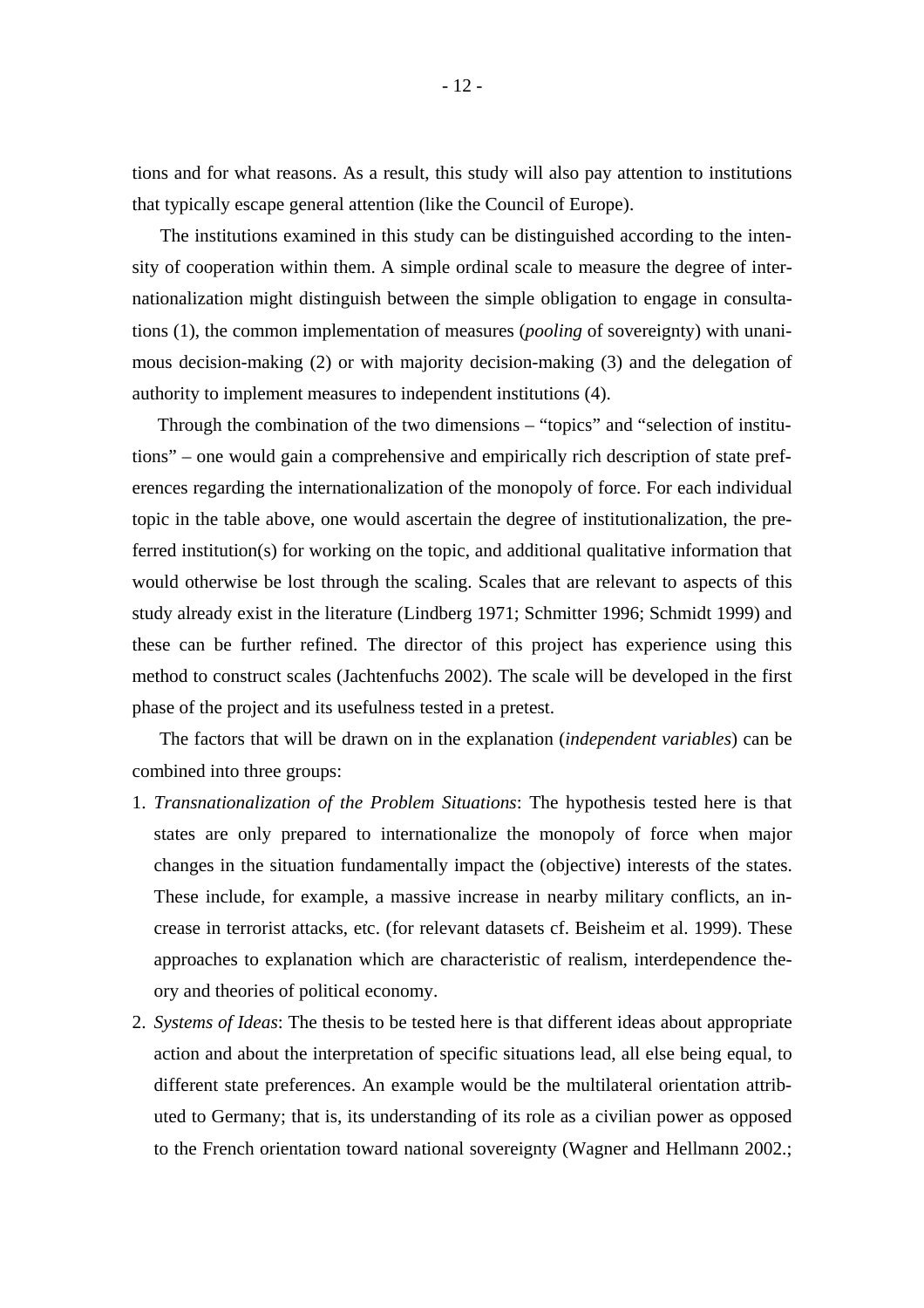tions and for what reasons. As a result, this study will also pay attention to institutions that typically escape general attention (like the Council of Europe).

The institutions examined in this study can be distinguished according to the intensity of cooperation within them. A simple ordinal scale to measure the degree of internationalization might distinguish between the simple obligation to engage in consultations (1), the common implementation of measures (*pooling* of sovereignty) with unanimous decision-making (2) or with majority decision-making (3) and the delegation of authority to implement measures to independent institutions (4).

Through the combination of the two dimensions – "topics" and "selection of institutions" – one would gain a comprehensive and empirically rich description of state preferences regarding the internationalization of the monopoly of force. For each individual topic in the table above, one would ascertain the degree of institutionalization, the preferred institution(s) for working on the topic, and additional qualitative information that would otherwise be lost through the scaling. Scales that are relevant to aspects of this study already exist in the literature (Lindberg 1971; Schmitter 1996; Schmidt 1999) and these can be further refined. The director of this project has experience using this method to construct scales (Jachtenfuchs 2002). The scale will be developed in the first phase of the project and its usefulness tested in a pretest.

The factors that will be drawn on in the explanation (*independent variables*) can be combined into three groups:

1. *Transnationalization of the Problem Situations*: The hypothesis tested here is that states are only prepared to internationalize the monopoly of force when major changes in the situation fundamentally impact the (objective) interests of the states. These include, for example, a massive increase in nearby military conflicts, an increase in terrorist attacks, etc. (for relevant datasets cf. Beisheim et al. 1999). These approaches to explanation which are characteristic of realism, interdependence theory and theories of political economy.
2. *Systems of Ideas*: The thesis to be tested here is that different ideas about appropriate action and about the interpretation of specific situations lead, all else being equal, to different state preferences. An example would be the multilateral orientation attributed to Germany; that is, its understanding of its role as a civilian power as opposed to the French orientation toward national sovereignty (Wagner and Hellmann 2002.;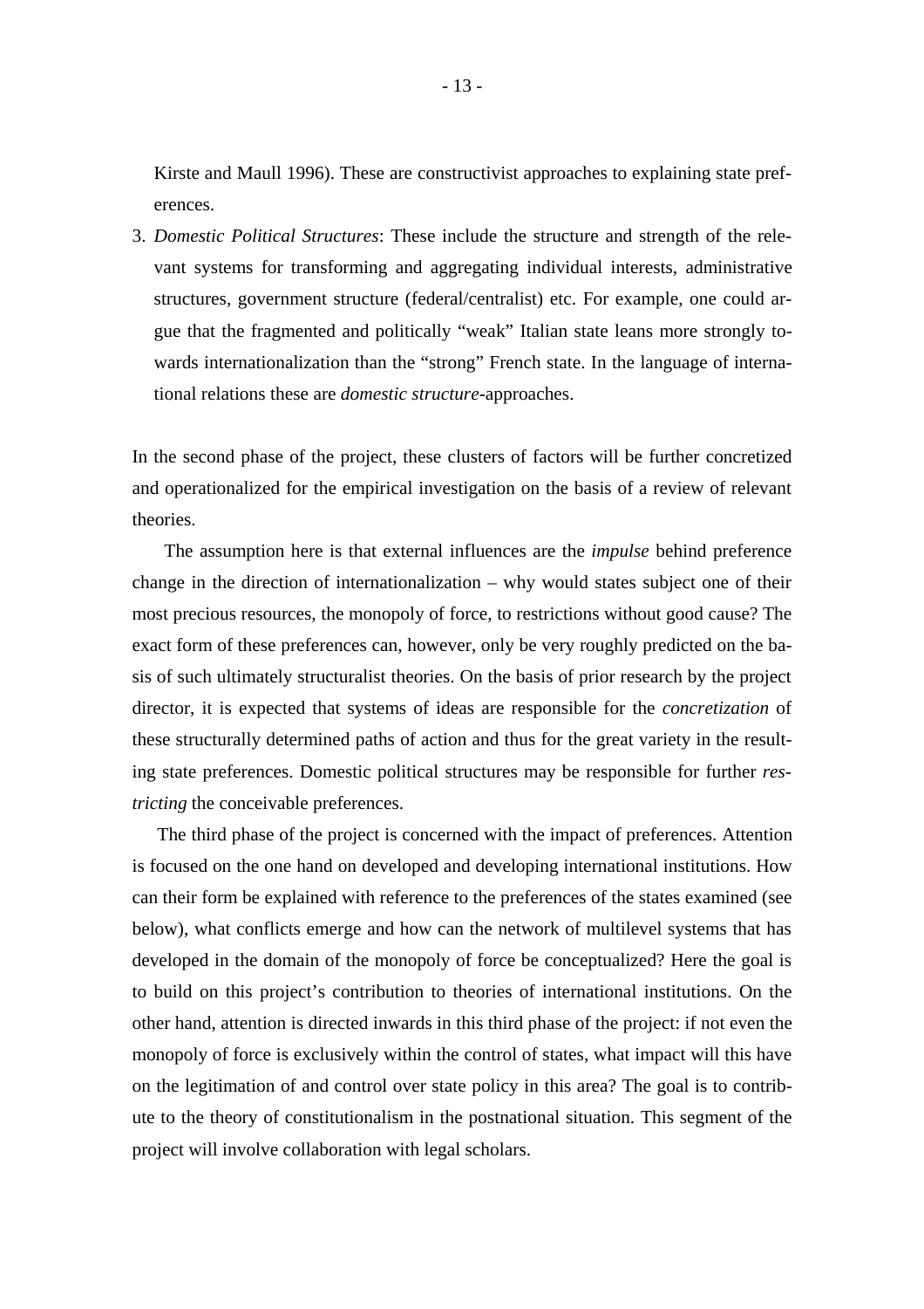Kirste and Maull 1996). These are constructivist approaches to explaining state preferences.

3. *Domestic Political Structures*: These include the structure and strength of the relevant systems for transforming and aggregating individual interests, administrative structures, government structure (federal/centralist) etc. For example, one could argue that the fragmented and politically "weak" Italian state leans more strongly towards internationalization than the "strong" French state. In the language of international relations these are *domestic structure*-approaches.

In the second phase of the project, these clusters of factors will be further concretized and operationalized for the empirical investigation on the basis of a review of relevant theories.

The assumption here is that external influences are the *impulse* behind preference change in the direction of internationalization – why would states subject one of their most precious resources, the monopoly of force, to restrictions without good cause? The exact form of these preferences can, however, only be very roughly predicted on the basis of such ultimately structuralist theories. On the basis of prior research by the project director, it is expected that systems of ideas are responsible for the *concretization* of these structurally determined paths of action and thus for the great variety in the resulting state preferences. Domestic political structures may be responsible for further *restricting* the conceivable preferences.

The third phase of the project is concerned with the impact of preferences. Attention is focused on the one hand on developed and developing international institutions. How can their form be explained with reference to the preferences of the states examined (see below), what conflicts emerge and how can the network of multilevel systems that has developed in the domain of the monopoly of force be conceptualized? Here the goal is to build on this project's contribution to theories of international institutions. On the other hand, attention is directed inwards in this third phase of the project: if not even the monopoly of force is exclusively within the control of states, what impact will this have on the legitimation of and control over state policy in this area? The goal is to contribute to the theory of constitutionalism in the postnational situation. This segment of the project will involve collaboration with legal scholars.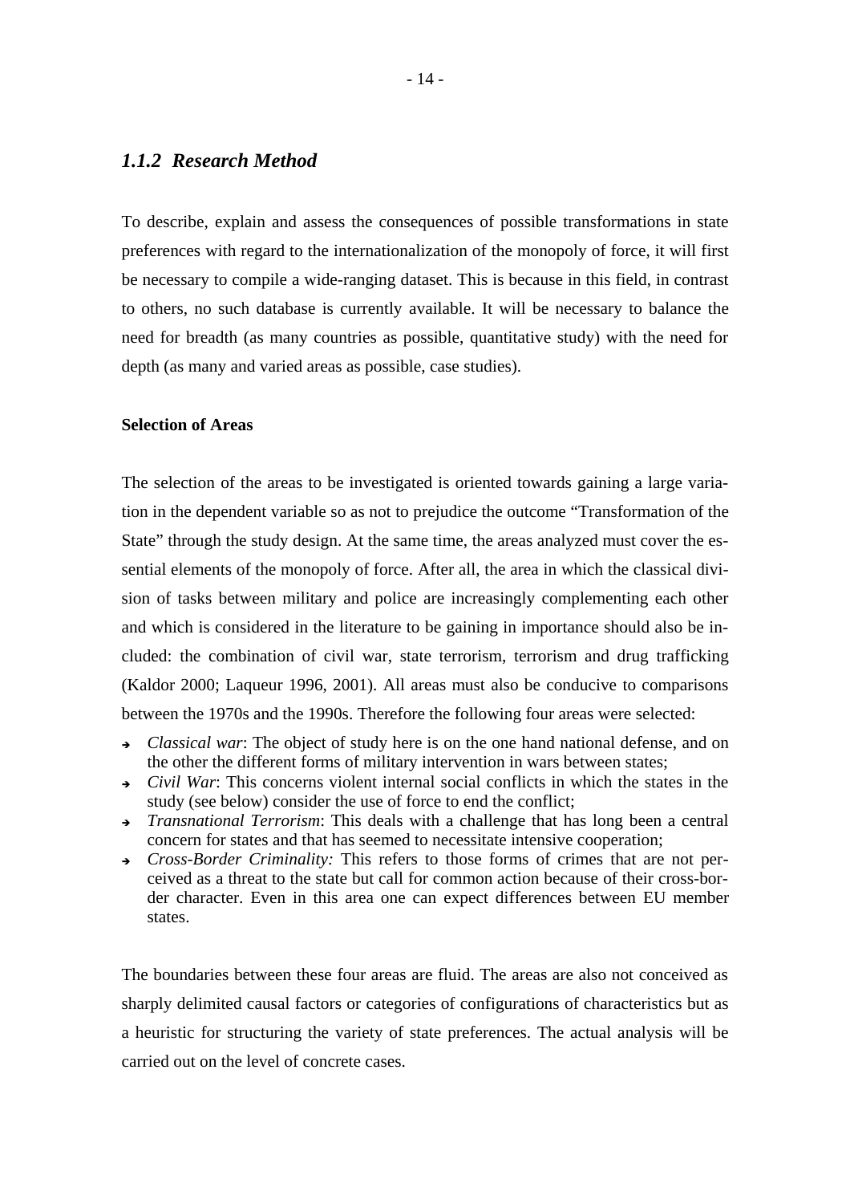### *1.1.2 Research Method*

To describe, explain and assess the consequences of possible transformations in state preferences with regard to the internationalization of the monopoly of force, it will first be necessary to compile a wide-ranging dataset. This is because in this field, in contrast to others, no such database is currently available. It will be necessary to balance the need for breadth (as many countries as possible, quantitative study) with the need for depth (as many and varied areas as possible, case studies).

**Selection of Areas**

The selection of the areas to be investigated is oriented towards gaining a large variation in the dependent variable so as not to prejudice the outcome "Transformation of the State" through the study design. At the same time, the areas analyzed must cover the essential elements of the monopoly of force. After all, the area in which the classical division of tasks between military and police are increasingly complementing each other and which is considered in the literature to be gaining in importance should also be included: the combination of civil war, state terrorism, terrorism and drug trafficking (Kaldor 2000; Laqueur 1996, 2001). All areas must also be conducive to comparisons between the 1970s and the 1990s. Therefore the following four areas were selected:

- *Classical war*: The object of study here is on the one hand national defense, and on the other the different forms of military intervention in wars between states;
- *Civil War*: This concerns violent internal social conflicts in which the states in the study (see below) consider the use of force to end the conflict;
- *Transnational Terrorism*: This deals with a challenge that has long been a central concern for states and that has seemed to necessitate intensive cooperation;
- *Cross-Border Criminality:* This refers to those forms of crimes that are not perceived as a threat to the state but call for common action because of their cross-border character. Even in this area one can expect differences between EU member states.

The boundaries between these four areas are fluid. The areas are also not conceived as sharply delimited causal factors or categories of configurations of characteristics but as a heuristic for structuring the variety of state preferences. The actual analysis will be carried out on the level of concrete cases.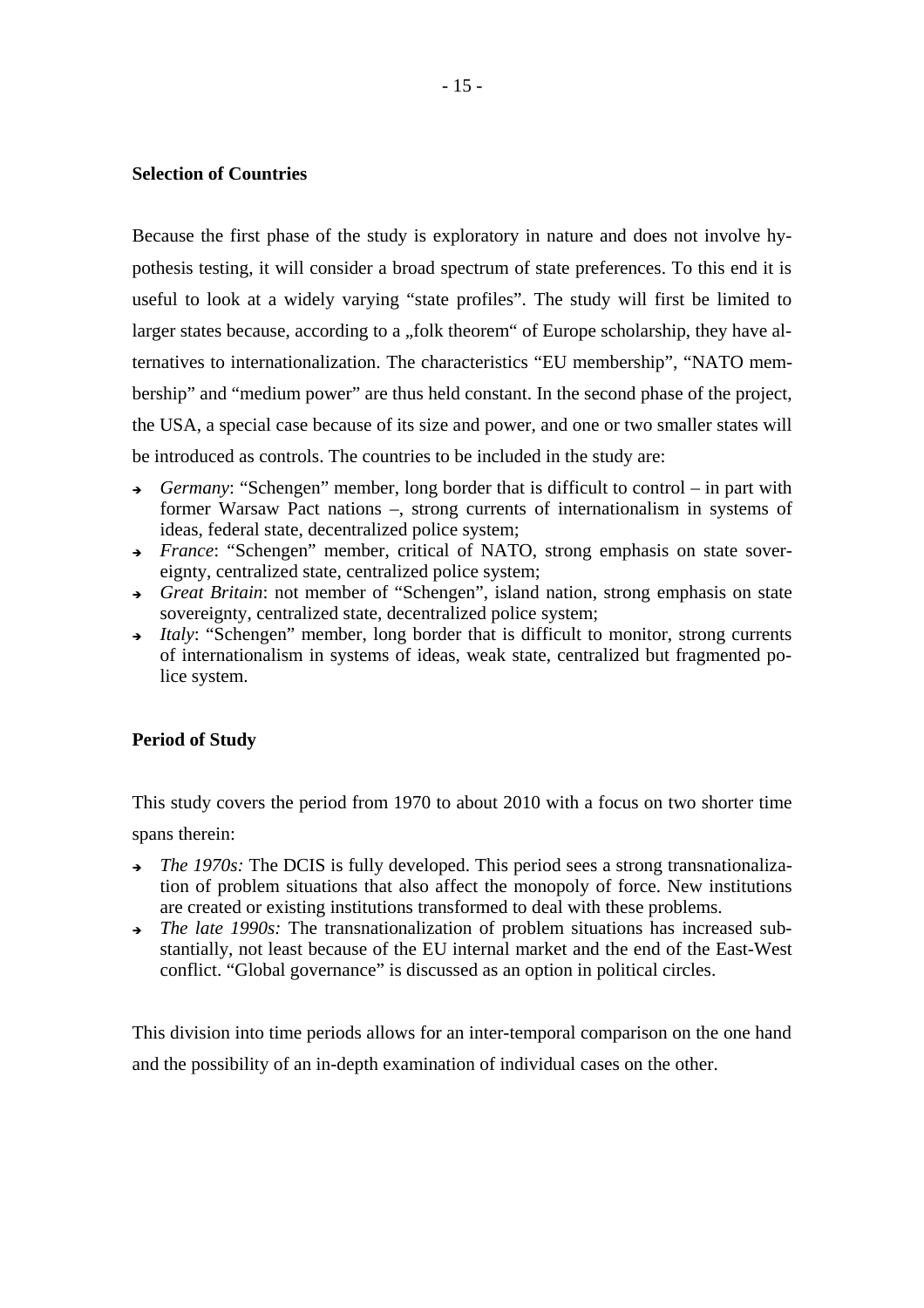**Selection of Countries**

Because the first phase of the study is exploratory in nature and does not involve hypothesis testing, it will consider a broad spectrum of state preferences. To this end it is useful to look at a widely varying "state profiles". The study will first be limited to larger states because, according to a „folk theorem" of Europe scholarship, they have alternatives to internationalization. The characteristics "EU membership", "NATO membership" and "medium power" are thus held constant. In the second phase of the project, the USA, a special case because of its size and power, and one or two smaller states will be introduced as controls. The countries to be included in the study are:

- *Germany*: "Schengen" member, long border that is difficult to control – in part with former Warsaw Pact nations –, strong currents of internationalism in systems of ideas, federal state, decentralized police system;
- *France*: "Schengen" member, critical of NATO, strong emphasis on state sovereignty, centralized state, centralized police system;
- *Great Britain*: not member of "Schengen", island nation, strong emphasis on state sovereignty, centralized state, decentralized police system;
- *Italy*: "Schengen" member, long border that is difficult to monitor, strong currents of internationalism in systems of ideas, weak state, centralized but fragmented police system.

**Period of Study**

This study covers the period from 1970 to about 2010 with a focus on two shorter time spans therein:

- *The 1970s:* The DCIS is fully developed. This period sees a strong transnationalization of problem situations that also affect the monopoly of force. New institutions are created or existing institutions transformed to deal with these problems.
- *The late 1990s:* The transnationalization of problem situations has increased substantially, not least because of the EU internal market and the end of the East-West conflict. "Global governance" is discussed as an option in political circles.

This division into time periods allows for an inter-temporal comparison on the one hand and the possibility of an in-depth examination of individual cases on the other.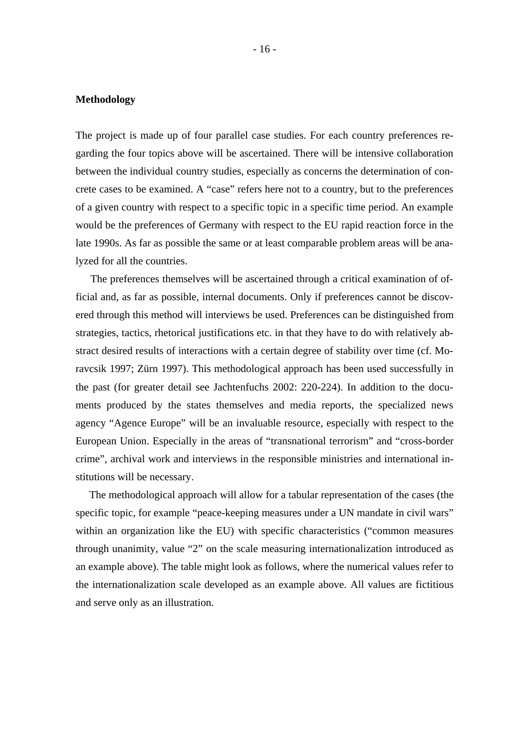**Methodology**

The project is made up of four parallel case studies. For each country preferences regarding the four topics above will be ascertained. There will be intensive collaboration between the individual country studies, especially as concerns the determination of concrete cases to be examined. A "case" refers here not to a country, but to the preferences of a given country with respect to a specific topic in a specific time period. An example would be the preferences of Germany with respect to the EU rapid reaction force in the late 1990s. As far as possible the same or at least comparable problem areas will be analyzed for all the countries.

The preferences themselves will be ascertained through a critical examination of official and, as far as possible, internal documents. Only if preferences cannot be discovered through this method will interviews be used. Preferences can be distinguished from strategies, tactics, rhetorical justifications etc. in that they have to do with relatively abstract desired results of interactions with a certain degree of stability over time (cf. Moravcsik 1997; Zürn 1997). This methodological approach has been used successfully in the past (for greater detail see Jachtenfuchs 2002: 220-224). In addition to the documents produced by the states themselves and media reports, the specialized news agency "Agence Europe" will be an invaluable resource, especially with respect to the European Union. Especially in the areas of "transnational terrorism" and "cross-border crime", archival work and interviews in the responsible ministries and international institutions will be necessary.

The methodological approach will allow for a tabular representation of the cases (the specific topic, for example "peace-keeping measures under a UN mandate in civil wars" within an organization like the EU) with specific characteristics ("common measures through unanimity, value "2" on the scale measuring internationalization introduced as an example above). The table might look as follows, where the numerical values refer to the internationalization scale developed as an example above. All values are fictitious and serve only as an illustration.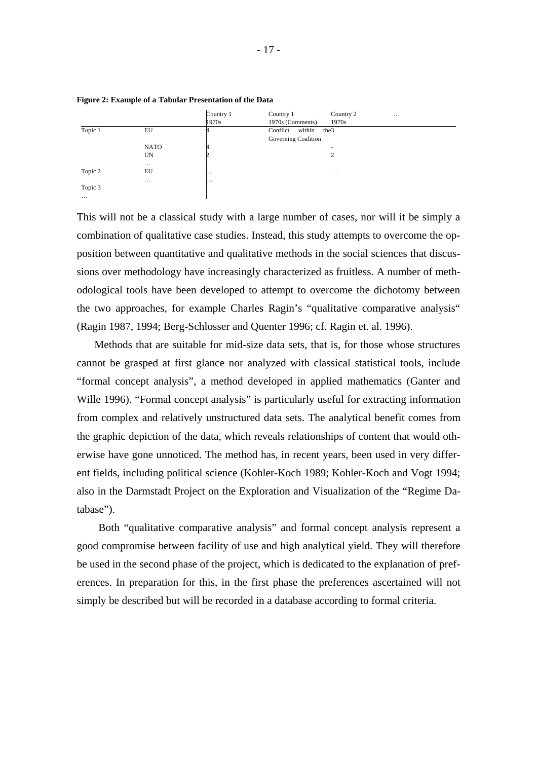**Figure 2: Example of a Tabular Presentation of the Data**

| | | Country 1 1970s | Country 1 1970s (Comments) | Country 2 1970s | … |
|---|---|---|---|---|---|
| Topic 1 | EU | 4 | Conflict within the Governing Coalition | 3 | |
| | NATO | 4 | | - | |
| | UN | 2 | | 2 | |
| | … | | | | |
| Topic 2 | EU | … | | … | |
| | … | … | | | |
| Topic 3 | | | | | |
| … | | | | | |

This will not be a classical study with a large number of cases, nor will it be simply a combination of qualitative case studies. Instead, this study attempts to overcome the opposition between quantitative and qualitative methods in the social sciences that discussions over methodology have increasingly characterized as fruitless. A number of methodological tools have been developed to attempt to overcome the dichotomy between the two approaches, for example Charles Ragin's "qualitative comparative analysis" (Ragin 1987, 1994; Berg-Schlosser and Quenter 1996; cf. Ragin et. al. 1996).

Methods that are suitable for mid-size data sets, that is, for those whose structures cannot be grasped at first glance nor analyzed with classical statistical tools, include "formal concept analysis", a method developed in applied mathematics (Ganter and Wille 1996). "Formal concept analysis" is particularly useful for extracting information from complex and relatively unstructured data sets. The analytical benefit comes from the graphic depiction of the data, which reveals relationships of content that would otherwise have gone unnoticed. The method has, in recent years, been used in very different fields, including political science (Kohler-Koch 1989; Kohler-Koch and Vogt 1994; also in the Darmstadt Project on the Exploration and Visualization of the "Regime Database").

Both "qualitative comparative analysis" and formal concept analysis represent a good compromise between facility of use and high analytical yield. They will therefore be used in the second phase of the project, which is dedicated to the explanation of preferences. In preparation for this, in the first phase the preferences ascertained will not simply be described but will be recorded in a database according to formal criteria.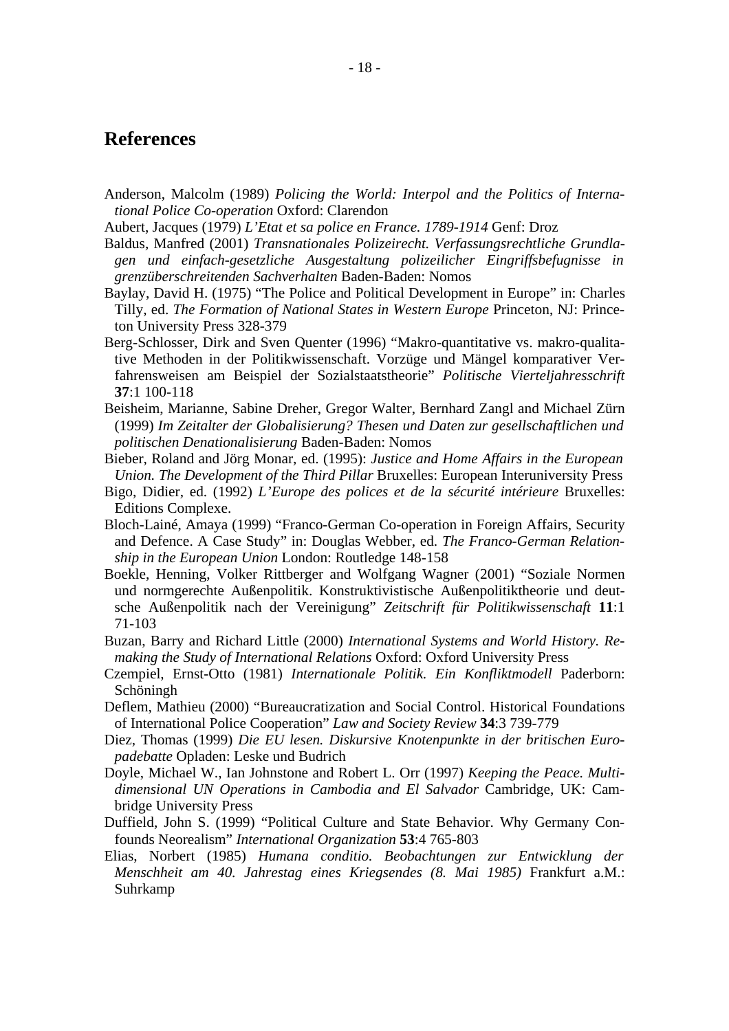## References

Anderson, Malcolm (1989) *Policing the World: Interpol and the Politics of International Police Co-operation* Oxford: Clarendon

Aubert, Jacques (1979) *L'Etat et sa police en France. 1789-1914* Genf: Droz

Baldus, Manfred (2001) *Transnationales Polizeirecht. Verfassungsrechtliche Grundlagen und einfach-gesetzliche Ausgestaltung polizeilicher Eingriffsbefugnisse in grenzüberschreitenden Sachverhalten* Baden-Baden: Nomos

Baylay, David H. (1975) "The Police and Political Development in Europe" in: Charles Tilly, ed. *The Formation of National States in Western Europe* Princeton, NJ: Princeton University Press 328-379

Berg-Schlosser, Dirk and Sven Quenter (1996) "Makro-quantitative vs. makro-qualitative Methoden in der Politikwissenschaft. Vorzüge und Mängel komparativer Verfahrensweisen am Beispiel der Sozialstaatstheorie" *Politische Vierteljahresschrift* **37**:1 100-118

Beisheim, Marianne, Sabine Dreher, Gregor Walter, Bernhard Zangl and Michael Zürn (1999) *Im Zeitalter der Globalisierung? Thesen und Daten zur gesellschaftlichen und politischen Denationalisierung* Baden-Baden: Nomos

Bieber, Roland and Jörg Monar, ed. (1995): *Justice and Home Affairs in the European Union. The Development of the Third Pillar* Bruxelles: European Interuniversity Press

Bigo, Didier, ed. (1992) *L'Europe des polices et de la sécurité intérieure* Bruxelles: Editions Complexe.

Bloch-Lainé, Amaya (1999) "Franco-German Co-operation in Foreign Affairs, Security and Defence. A Case Study" in: Douglas Webber, ed. *The Franco-German Relationship in the European Union* London: Routledge 148-158

Boekle, Henning, Volker Rittberger and Wolfgang Wagner (2001) "Soziale Normen und normgerechte Außenpolitik. Konstruktivistische Außenpolitiktheorie und deutsche Außenpolitik nach der Vereinigung" *Zeitschrift für Politikwissenschaft* **11**:1 71-103

Buzan, Barry and Richard Little (2000) *International Systems and World History. Remaking the Study of International Relations* Oxford: Oxford University Press

Czempiel, Ernst-Otto (1981) *Internationale Politik. Ein Konfliktmodell* Paderborn: Schöningh

Deflem, Mathieu (2000) "Bureaucratization and Social Control. Historical Foundations of International Police Cooperation" *Law and Society Review* **34**:3 739-779

Diez, Thomas (1999) *Die EU lesen. Diskursive Knotenpunkte in der britischen Europadebatte* Opladen: Leske und Budrich

Doyle, Michael W., Ian Johnstone and Robert L. Orr (1997) *Keeping the Peace. Multidimensional UN Operations in Cambodia and El Salvador* Cambridge, UK: Cambridge University Press

Duffield, John S. (1999) "Political Culture and State Behavior. Why Germany Confounds Neorealism" *International Organization* **53**:4 765-803

Elias, Norbert (1985) *Humana conditio. Beobachtungen zur Entwicklung der Menschheit am 40. Jahrestag eines Kriegsendes (8. Mai 1985)* Frankfurt a.M.: Suhrkamp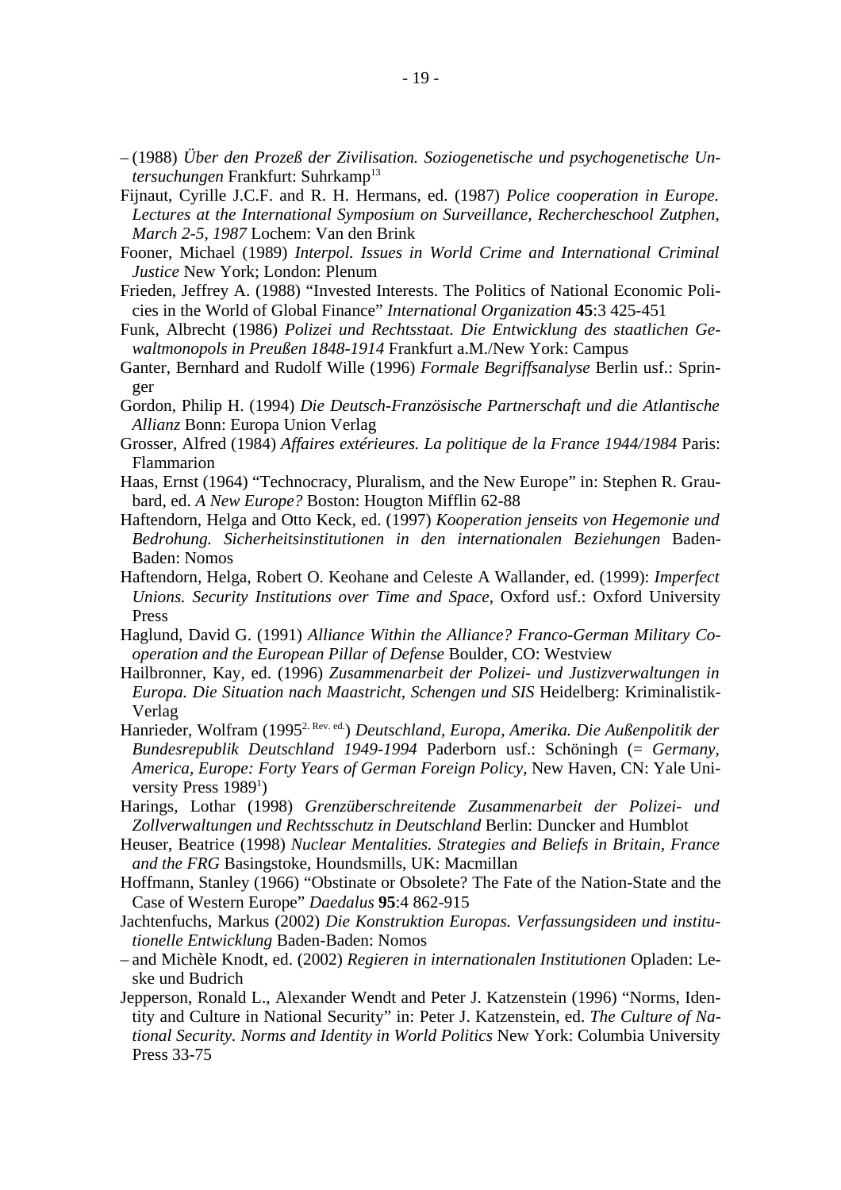– (1988) *Über den Prozeß der Zivilisation. Soziogenetische und psychogenetische Untersuchungen* Frankfurt: Suhrkamp[13]

Fijnaut, Cyrille J.C.F. and R. H. Hermans, ed. (1987) *Police cooperation in Europe. Lectures at the International Symposium on Surveillance, Rechercheschool Zutphen, March 2-5, 1987* Lochem: Van den Brink

Fooner, Michael (1989) *Interpol. Issues in World Crime and International Criminal Justice* New York; London: Plenum

Frieden, Jeffrey A. (1988) "Invested Interests. The Politics of National Economic Policies in the World of Global Finance" *International Organization* **45**:3 425-451

Funk, Albrecht (1986) *Polizei und Rechtsstaat. Die Entwicklung des staatlichen Gewaltmonopols in Preußen 1848-1914* Frankfurt a.M./New York: Campus

Ganter, Bernhard and Rudolf Wille (1996) *Formale Begriffsanalyse* Berlin usf.: Springer

Gordon, Philip H. (1994) *Die Deutsch-Französische Partnerschaft und die Atlantische Allianz* Bonn: Europa Union Verlag

Grosser, Alfred (1984) *Affaires extérieures. La politique de la France 1944/1984* Paris: Flammarion

Haas, Ernst (1964) "Technocracy, Pluralism, and the New Europe" in: Stephen R. Graubard, ed. *A New Europe?* Boston: Hougton Mifflin 62-88

Haftendorn, Helga and Otto Keck, ed. (1997) *Kooperation jenseits von Hegemonie und Bedrohung. Sicherheitsinstitutionen in den internationalen Beziehungen* Baden-Baden: Nomos

Haftendorn, Helga, Robert O. Keohane and Celeste A Wallander, ed. (1999): *Imperfect Unions. Security Institutions over Time and Space*, Oxford usf.: Oxford University Press

Haglund, David G. (1991) *Alliance Within the Alliance? Franco-German Military Cooperation and the European Pillar of Defense* Boulder, CO: Westview

Hailbronner, Kay, ed. (1996) *Zusammenarbeit der Polizei- und Justizverwaltungen in Europa. Die Situation nach Maastricht, Schengen und SIS* Heidelberg: Kriminalistik-Verlag

Hanrieder, Wolfram (1995[2. Rev. ed.]) *Deutschland, Europa, Amerika. Die Außenpolitik der Bundesrepublik Deutschland 1949-1994* Paderborn usf.: Schöningh (= *Germany, America, Europe: Forty Years of German Foreign Policy*, New Haven, CN: Yale University Press 1989[1])

Harings, Lothar (1998) *Grenzüberschreitende Zusammenarbeit der Polizei- und Zollverwaltungen und Rechtsschutz in Deutschland* Berlin: Duncker and Humblot

Heuser, Beatrice (1998) *Nuclear Mentalities. Strategies and Beliefs in Britain, France and the FRG* Basingstoke, Houndsmills, UK: Macmillan

Hoffmann, Stanley (1966) "Obstinate or Obsolete? The Fate of the Nation-State and the Case of Western Europe" *Daedalus* **95**:4 862-915

Jachtenfuchs, Markus (2002) *Die Konstruktion Europas. Verfassungsideen und institutionelle Entwicklung* Baden-Baden: Nomos

– and Michèle Knodt, ed. (2002) *Regieren in internationalen Institutionen* Opladen: Leske und Budrich

Jepperson, Ronald L., Alexander Wendt and Peter J. Katzenstein (1996) "Norms, Identity and Culture in National Security" in: Peter J. Katzenstein, ed. *The Culture of National Security. Norms and Identity in World Politics* New York: Columbia University Press 33-75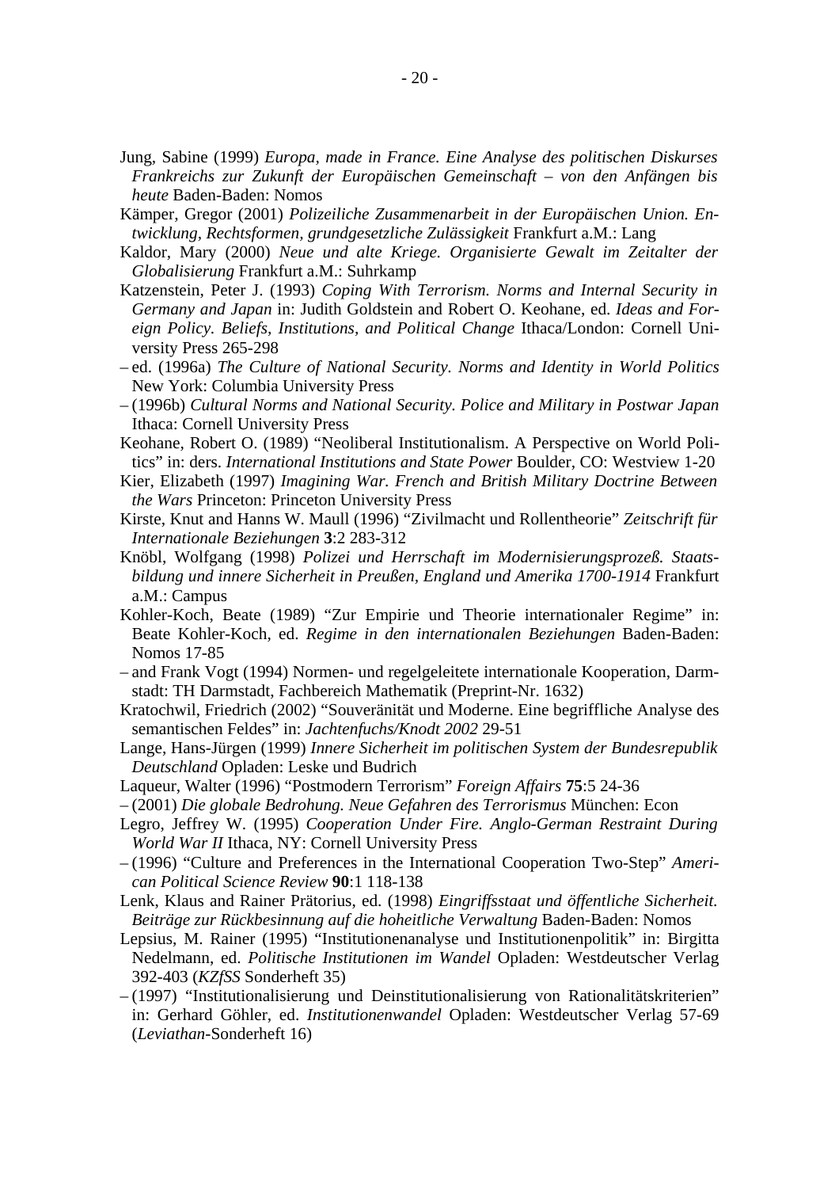Jung, Sabine (1999) *Europa, made in France. Eine Analyse des politischen Diskurses Frankreichs zur Zukunft der Europäischen Gemeinschaft – von den Anfängen bis heute* Baden-Baden: Nomos

Kämper, Gregor (2001) *Polizeiliche Zusammenarbeit in der Europäischen Union. Entwicklung, Rechtsformen, grundgesetzliche Zulässigkeit* Frankfurt a.M.: Lang

Kaldor, Mary (2000) *Neue und alte Kriege. Organisierte Gewalt im Zeitalter der Globalisierung* Frankfurt a.M.: Suhrkamp

Katzenstein, Peter J. (1993) *Coping With Terrorism. Norms and Internal Security in Germany and Japan* in: Judith Goldstein and Robert O. Keohane, ed. *Ideas and Foreign Policy. Beliefs, Institutions, and Political Change* Ithaca/London: Cornell University Press 265-298

– ed. (1996a) *The Culture of National Security. Norms and Identity in World Politics* New York: Columbia University Press

– (1996b) *Cultural Norms and National Security. Police and Military in Postwar Japan* Ithaca: Cornell University Press

Keohane, Robert O. (1989) "Neoliberal Institutionalism. A Perspective on World Politics" in: ders. *International Institutions and State Power* Boulder, CO: Westview 1-20

Kier, Elizabeth (1997) *Imagining War. French and British Military Doctrine Between the Wars* Princeton: Princeton University Press

Kirste, Knut and Hanns W. Maull (1996) "Zivilmacht und Rollentheorie" *Zeitschrift für Internationale Beziehungen* **3**:2 283-312

Knöbl, Wolfgang (1998) *Polizei und Herrschaft im Modernisierungsprozeß. Staatsbildung und innere Sicherheit in Preußen, England und Amerika 1700-1914* Frankfurt a.M.: Campus

Kohler-Koch, Beate (1989) "Zur Empirie und Theorie internationaler Regime" in: Beate Kohler-Koch, ed. *Regime in den internationalen Beziehungen* Baden-Baden: Nomos 17-85

– and Frank Vogt (1994) Normen- und regelgeleitete internationale Kooperation, Darmstadt: TH Darmstadt, Fachbereich Mathematik (Preprint-Nr. 1632)

Kratochwil, Friedrich (2002) "Souveränität und Moderne. Eine begriffliche Analyse des semantischen Feldes" in: *Jachtenfuchs/Knodt 2002* 29-51

Lange, Hans-Jürgen (1999) *Innere Sicherheit im politischen System der Bundesrepublik Deutschland* Opladen: Leske und Budrich

Laqueur, Walter (1996) "Postmodern Terrorism" *Foreign Affairs* **75**:5 24-36

– (2001) *Die globale Bedrohung. Neue Gefahren des Terrorismus* München: Econ

Legro, Jeffrey W. (1995) *Cooperation Under Fire. Anglo-German Restraint During World War II* Ithaca, NY: Cornell University Press

– (1996) "Culture and Preferences in the International Cooperation Two-Step" *American Political Science Review* **90**:1 118-138

Lenk, Klaus and Rainer Prätorius, ed. (1998) *Eingriffsstaat und öffentliche Sicherheit. Beiträge zur Rückbesinnung auf die hoheitliche Verwaltung* Baden-Baden: Nomos

Lepsius, M. Rainer (1995) "Institutionenanalyse und Institutionenpolitik" in: Birgitta Nedelmann, ed. *Politische Institutionen im Wandel* Opladen: Westdeutscher Verlag 392-403 (*KZfSS* Sonderheft 35)

– (1997) "Institutionalisierung und Deinstitutionalisierung von Rationalitätskriterien" in: Gerhard Göhler, ed. *Institutionenwandel* Opladen: Westdeutscher Verlag 57-69 (*Leviathan*-Sonderheft 16)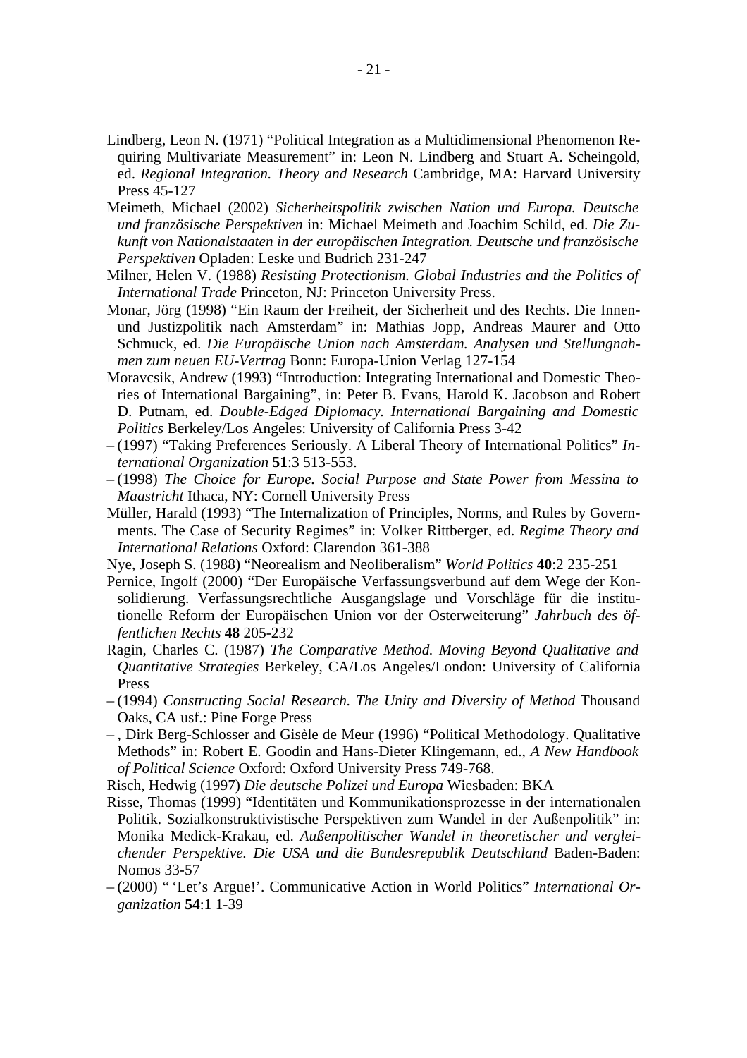Lindberg, Leon N. (1971) “Political Integration as a Multidimensional Phenomenon Requiring Multivariate Measurement” in: Leon N. Lindberg and Stuart A. Scheingold, ed. *Regional Integration. Theory and Research* Cambridge, MA: Harvard University Press 45-127

Meimeth, Michael (2002) *Sicherheitspolitik zwischen Nation und Europa. Deutsche und französische Perspektiven* in: Michael Meimeth and Joachim Schild, ed. *Die Zukunft von Nationalstaaten in der europäischen Integration. Deutsche und französische Perspektiven* Opladen: Leske und Budrich 231-247

Milner, Helen V. (1988) *Resisting Protectionism. Global Industries and the Politics of International Trade* Princeton, NJ: Princeton University Press.

Monar, Jörg (1998) “Ein Raum der Freiheit, der Sicherheit und des Rechts. Die Innen- und Justizpolitik nach Amsterdam” in: Mathias Jopp, Andreas Maurer and Otto Schmuck, ed. *Die Europäische Union nach Amsterdam. Analysen und Stellungnahmen zum neuen EU-Vertrag* Bonn: Europa-Union Verlag 127-154

Moravcsik, Andrew (1993) “Introduction: Integrating International and Domestic Theories of International Bargaining”, in: Peter B. Evans, Harold K. Jacobson and Robert D. Putnam, ed. *Double-Edged Diplomacy. International Bargaining and Domestic Politics* Berkeley/Los Angeles: University of California Press 3-42

– (1997) “Taking Preferences Seriously. A Liberal Theory of International Politics” *International Organization* **51**:3 513-553.

– (1998) *The Choice for Europe. Social Purpose and State Power from Messina to Maastricht* Ithaca, NY: Cornell University Press

Müller, Harald (1993) “The Internalization of Principles, Norms, and Rules by Governments. The Case of Security Regimes” in: Volker Rittberger, ed. *Regime Theory and International Relations* Oxford: Clarendon 361-388

Nye, Joseph S. (1988) “Neorealism and Neoliberalism” *World Politics* **40**:2 235-251

Pernice, Ingolf (2000) “Der Europäische Verfassungsverbund auf dem Wege der Konsolidierung. Verfassungsrechtliche Ausgangslage und Vorschläge für die institutionelle Reform der Europäischen Union vor der Osterweiterung” *Jahrbuch des öffentlichen Rechts* **48** 205-232

Ragin, Charles C. (1987) *The Comparative Method. Moving Beyond Qualitative and Quantitative Strategies* Berkeley, CA/Los Angeles/London: University of California Press

– (1994) *Constructing Social Research. The Unity and Diversity of Method* Thousand Oaks, CA usf.: Pine Forge Press

– , Dirk Berg-Schlosser and Gisèle de Meur (1996) “Political Methodology. Qualitative Methods” in: Robert E. Goodin and Hans-Dieter Klingemann, ed., *A New Handbook of Political Science* Oxford: Oxford University Press 749-768.

Risch, Hedwig (1997) *Die deutsche Polizei und Europa* Wiesbaden: BKA

Risse, Thomas (1999) “Identitäten und Kommunikationsprozesse in der internationalen Politik. Sozialkonstruktivistische Perspektiven zum Wandel in der Außenpolitik” in: Monika Medick-Krakau, ed. *Außenpolitischer Wandel in theoretischer und vergleichender Perspektive. Die USA und die Bundesrepublik Deutschland* Baden-Baden: Nomos 33-57

– (2000) “ ‘Let’s Argue!’. Communicative Action in World Politics” *International Organization* **54**:1 1-39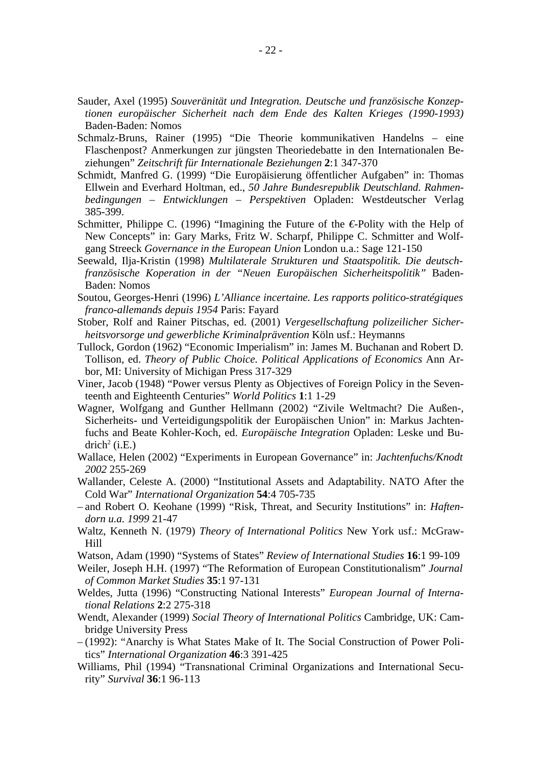Sauder, Axel (1995) *Souveränität und Integration. Deutsche und französische Konzeptionen europäischer Sicherheit nach dem Ende des Kalten Krieges (1990-1993)* Baden-Baden: Nomos

Schmalz-Bruns, Rainer (1995) "Die Theorie kommunikativen Handelns – eine Flaschenpost? Anmerkungen zur jüngsten Theoriedebatte in den Internationalen Beziehungen" *Zeitschrift für Internationale Beziehungen* **2**:1 347-370

Schmidt, Manfred G. (1999) "Die Europäisierung öffentlicher Aufgaben" in: Thomas Ellwein and Everhard Holtman, ed., *50 Jahre Bundesrepublik Deutschland. Rahmenbedingungen – Entwicklungen – Perspektiven* Opladen: Westdeutscher Verlag 385-399.

Schmitter, Philippe C. (1996) "Imagining the Future of the €-Polity with the Help of New Concepts" in: Gary Marks, Fritz W. Scharpf, Philippe C. Schmitter and Wolfgang Streeck *Governance in the European Union* London u.a.: Sage 121-150

Seewald, Ilja-Kristin (1998) *Multilaterale Strukturen und Staatspolitik. Die deutsch-französische Koperation in der "Neuen Europäischen Sicherheitspolitik"* Baden-Baden: Nomos

Soutou, Georges-Henri (1996) *L'Alliance incertaine. Les rapports politico-stratégiques franco-allemands depuis 1954* Paris: Fayard

Stober, Rolf and Rainer Pitschas, ed. (2001) *Vergesellschaftung polizeilicher Sicherheitsvorsorge und gewerbliche Kriminalprävention* Köln usf.: Heymanns

Tullock, Gordon (1962) "Economic Imperialism" in: James M. Buchanan and Robert D. Tollison, ed. *Theory of Public Choice. Political Applications of Economics* Ann Arbor, MI: University of Michigan Press 317-329

Viner, Jacob (1948) "Power versus Plenty as Objectives of Foreign Policy in the Seventeenth and Eighteenth Centuries" *World Politics* **1**:1 1-29

Wagner, Wolfgang and Gunther Hellmann (2002) "Zivile Weltmacht? Die Außen-, Sicherheits- und Verteidigungspolitik der Europäischen Union" in: Markus Jachtenfuchs and Beate Kohler-Koch, ed. *Europäische Integration* Opladen: Leske und Budrich[2] (i.E.)

Wallace, Helen (2002) "Experiments in European Governance" in: *Jachtenfuchs/Knodt 2002* 255-269

Wallander, Celeste A. (2000) "Institutional Assets and Adaptability. NATO After the Cold War" *International Organization* **54**:4 705-735

– and Robert O. Keohane (1999) "Risk, Threat, and Security Institutions" in: *Haftendorn u.a. 1999* 21-47

Waltz, Kenneth N. (1979) *Theory of International Politics* New York usf.: McGraw-Hill

Watson, Adam (1990) "Systems of States" *Review of International Studies* **16**:1 99-109

Weiler, Joseph H.H. (1997) "The Reformation of European Constitutionalism" *Journal of Common Market Studies* **35**:1 97-131

Weldes, Jutta (1996) "Constructing National Interests" *European Journal of International Relations* **2**:2 275-318

Wendt, Alexander (1999) *Social Theory of International Politics* Cambridge, UK: Cambridge University Press

– (1992): "Anarchy is What States Make of It. The Social Construction of Power Politics" *International Organization* **46**:3 391-425

Williams, Phil (1994) "Transnational Criminal Organizations and International Security" *Survival* **36**:1 96-113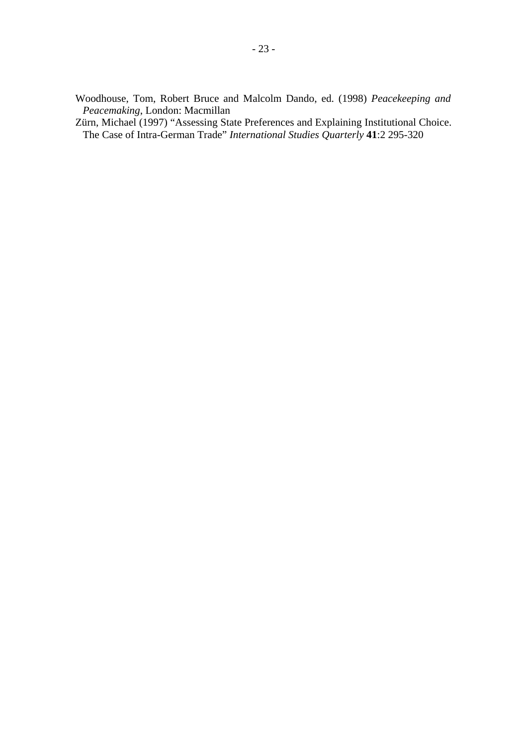Woodhouse, Tom, Robert Bruce and Malcolm Dando, ed. (1998) *Peacekeeping and Peacemaking*, London: Macmillan

Zürn, Michael (1997) "Assessing State Preferences and Explaining Institutional Choice. The Case of Intra-German Trade" *International Studies Quarterly* **41**:2 295-320